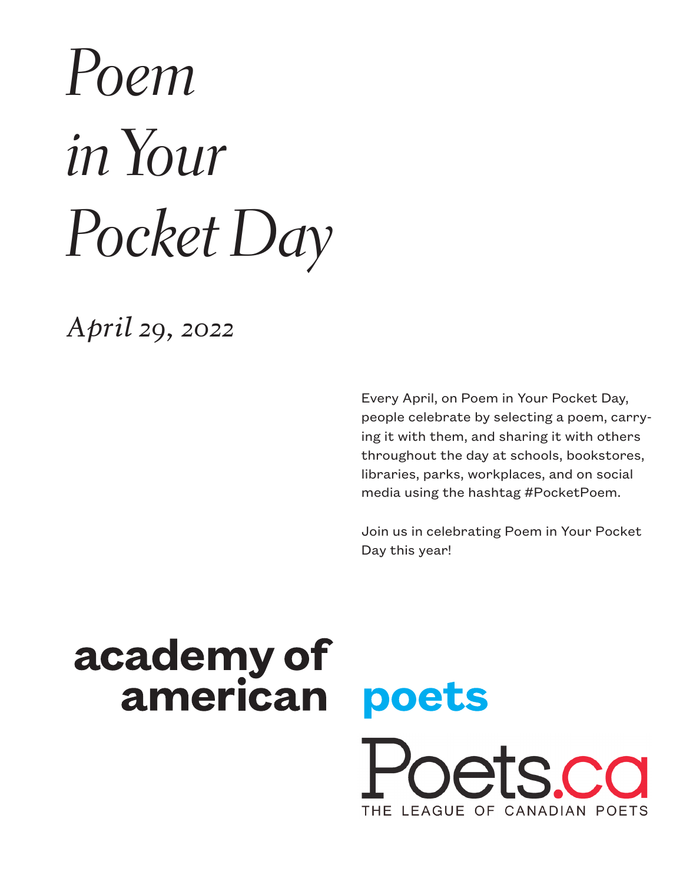# *Poem in Your Pocket Day*

*April 29, 2022*

Every April, on Poem in Your Pocket Day, people celebrate by selecting a poem, carrying it with them, and sharing it with others throughout the day at schools, bookstores, libraries, parks, workplaces, and on social media using the hashtag #PocketPoem.

Join us in celebrating Poem in Your Pocket Day this year!

**academy of american poets**

Poets.ca
THE LEAGUE OF CANADIAN POETS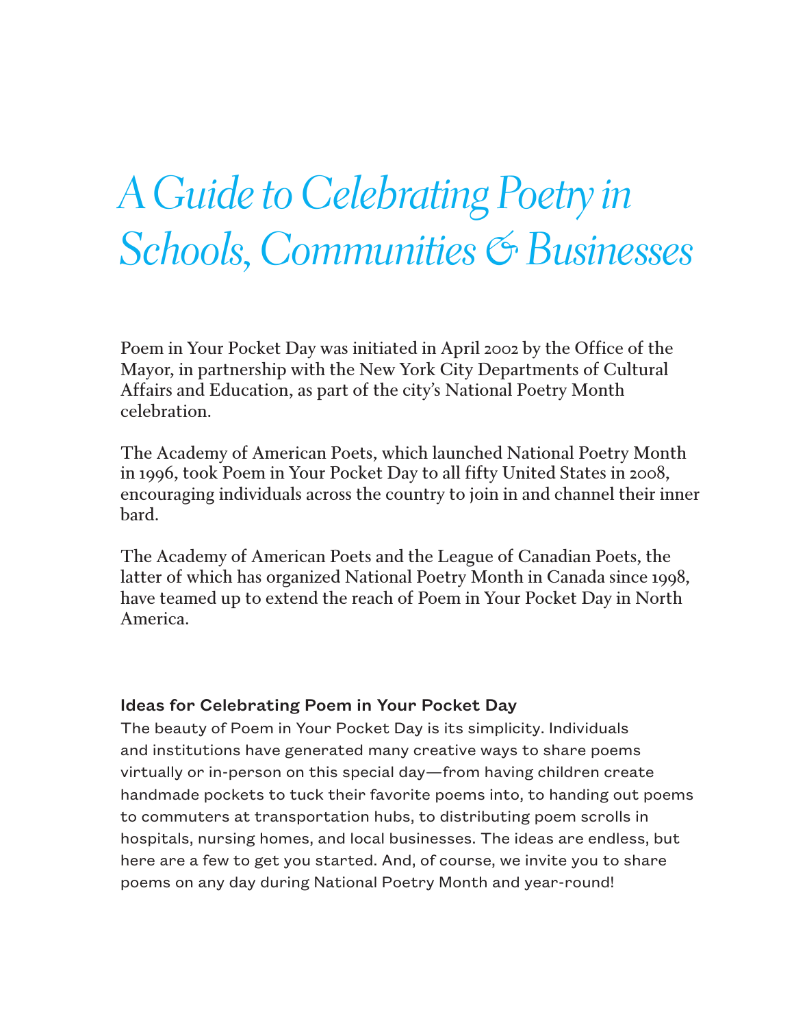# *A Guide to Celebrating Poetry in Schools, Communities & Businesses*

Poem in Your Pocket Day was initiated in April 2002 by the Office of the Mayor, in partnership with the New York City Departments of Cultural Affairs and Education, as part of the city's National Poetry Month celebration.

The Academy of American Poets, which launched National Poetry Month in 1996, took Poem in Your Pocket Day to all fifty United States in 2008, encouraging individuals across the country to join in and channel their inner bard.

The Academy of American Poets and the League of Canadian Poets, the latter of which has organized National Poetry Month in Canada since 1998, have teamed up to extend the reach of Poem in Your Pocket Day in North America.

### Ideas for Celebrating Poem in Your Pocket Day

The beauty of Poem in Your Pocket Day is its simplicity. Individuals and institutions have generated many creative ways to share poems virtually or in-person on this special day—from having children create handmade pockets to tuck their favorite poems into, to handing out poems to commuters at transportation hubs, to distributing poem scrolls in hospitals, nursing homes, and local businesses. The ideas are endless, but here are a few to get you started. And, of course, we invite you to share poems on any day during National Poetry Month and year-round!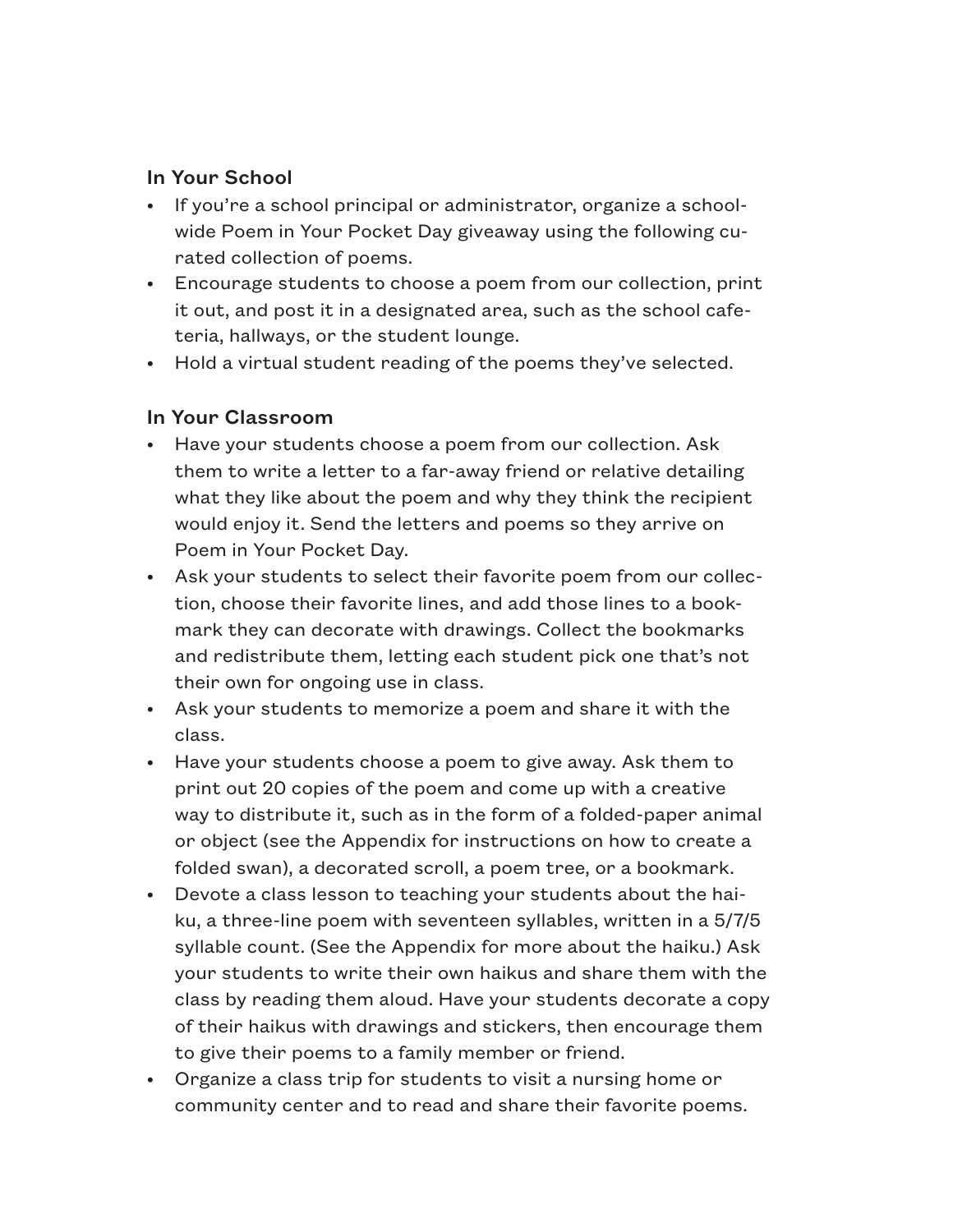### In Your School

- If you're a school principal or administrator, organize a school-wide Poem in Your Pocket Day giveaway using the following curated collection of poems.
- Encourage students to choose a poem from our collection, print it out, and post it in a designated area, such as the school cafeteria, hallways, or the student lounge.
- Hold a virtual student reading of the poems they've selected.

### In Your Classroom

- Have your students choose a poem from our collection. Ask them to write a letter to a far-away friend or relative detailing what they like about the poem and why they think the recipient would enjoy it. Send the letters and poems so they arrive on Poem in Your Pocket Day.
- Ask your students to select their favorite poem from our collection, choose their favorite lines, and add those lines to a bookmark they can decorate with drawings. Collect the bookmarks and redistribute them, letting each student pick one that's not their own for ongoing use in class.
- Ask your students to memorize a poem and share it with the class.
- Have your students choose a poem to give away. Ask them to print out 20 copies of the poem and come up with a creative way to distribute it, such as in the form of a folded-paper animal or object (see the Appendix for instructions on how to create a folded swan), a decorated scroll, a poem tree, or a bookmark.
- Devote a class lesson to teaching your students about the haiku, a three-line poem with seventeen syllables, written in a 5/7/5 syllable count. (See the Appendix for more about the haiku.) Ask your students to write their own haikus and share them with the class by reading them aloud. Have your students decorate a copy of their haikus with drawings and stickers, then encourage them to give their poems to a family member or friend.
- Organize a class trip for students to visit a nursing home or community center and to read and share their favorite poems.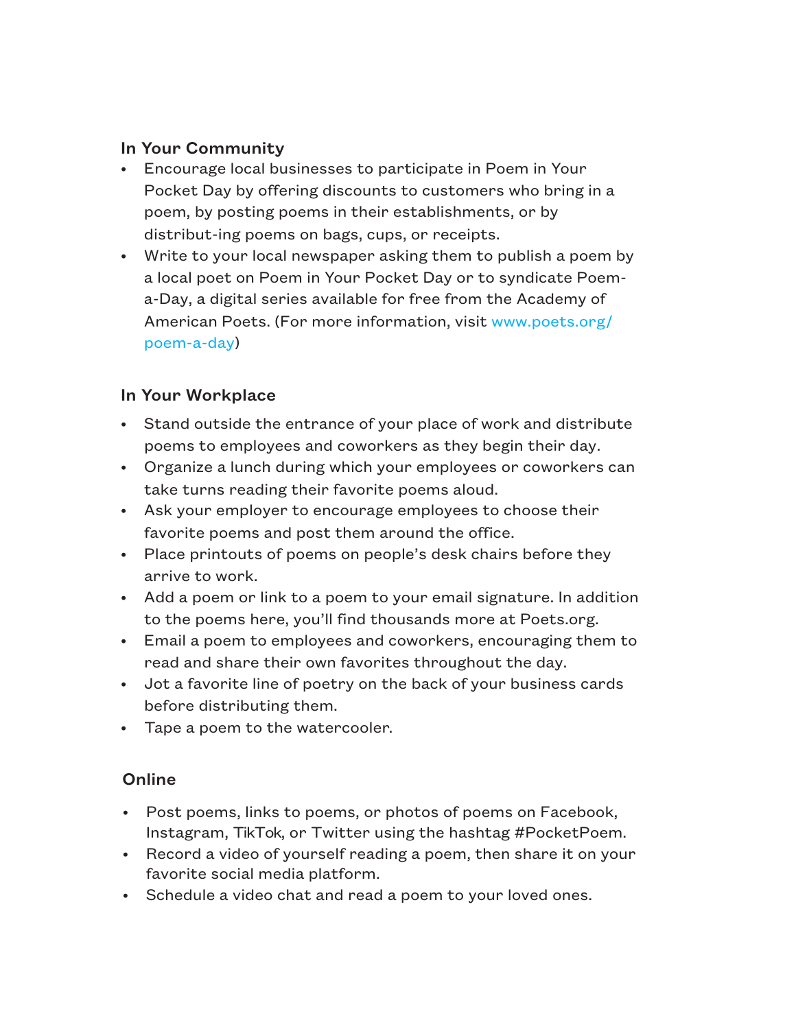### In Your Community

- Encourage local businesses to participate in Poem in Your Pocket Day by offering discounts to customers who bring in a poem, by posting poems in their establishments, or by distribut-ing poems on bags, cups, or receipts.
- Write to your local newspaper asking them to publish a poem by a local poet on Poem in Your Pocket Day or to syndicate Poem-a-Day, a digital series available for free from the Academy of American Poets. (For more information, visit www.poets.org/poem-a-day)

### In Your Workplace

- Stand outside the entrance of your place of work and distribute poems to employees and coworkers as they begin their day.
- Organize a lunch during which your employees or coworkers can take turns reading their favorite poems aloud.
- Ask your employer to encourage employees to choose their favorite poems and post them around the office.
- Place printouts of poems on people's desk chairs before they arrive to work.
- Add a poem or link to a poem to your email signature. In addition to the poems here, you'll find thousands more at Poets.org.
- Email a poem to employees and coworkers, encouraging them to read and share their own favorites throughout the day.
- Jot a favorite line of poetry on the back of your business cards before distributing them.
- Tape a poem to the watercooler.

### Online

- Post poems, links to poems, or photos of poems on Facebook, Instagram, TikTok, or Twitter using the hashtag #PocketPoem.
- Record a video of yourself reading a poem, then share it on your favorite social media platform.
- Schedule a video chat and read a poem to your loved ones.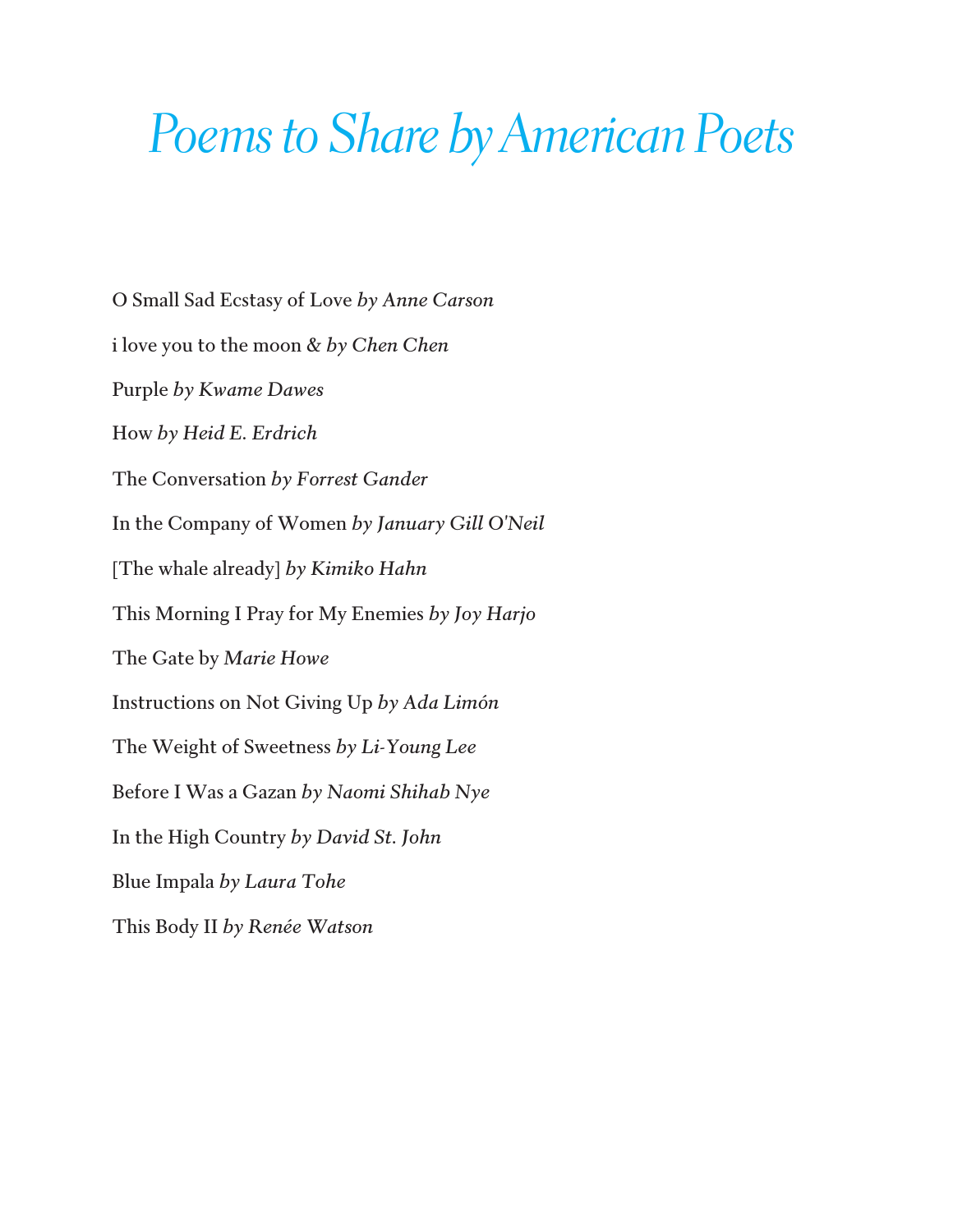# *Poems to Share by American Poets*

O Small Sad Ecstasy of Love *by Anne Carson*

i love you to the moon & *by Chen Chen*

Purple *by Kwame Dawes*

How *by Heid E. Erdrich*

The Conversation *by Forrest Gander*

In the Company of Women *by January Gill O'Neil*

[The whale already] *by Kimiko Hahn*

This Morning I Pray for My Enemies *by Joy Harjo*

The Gate by *Marie Howe*

Instructions on Not Giving Up *by Ada Limón*

The Weight of Sweetness *by Li-Young Lee*

Before I Was a Gazan *by Naomi Shihab Nye*

In the High Country *by David St. John*

Blue Impala *by Laura Tohe*

This Body II *by Renée Watson*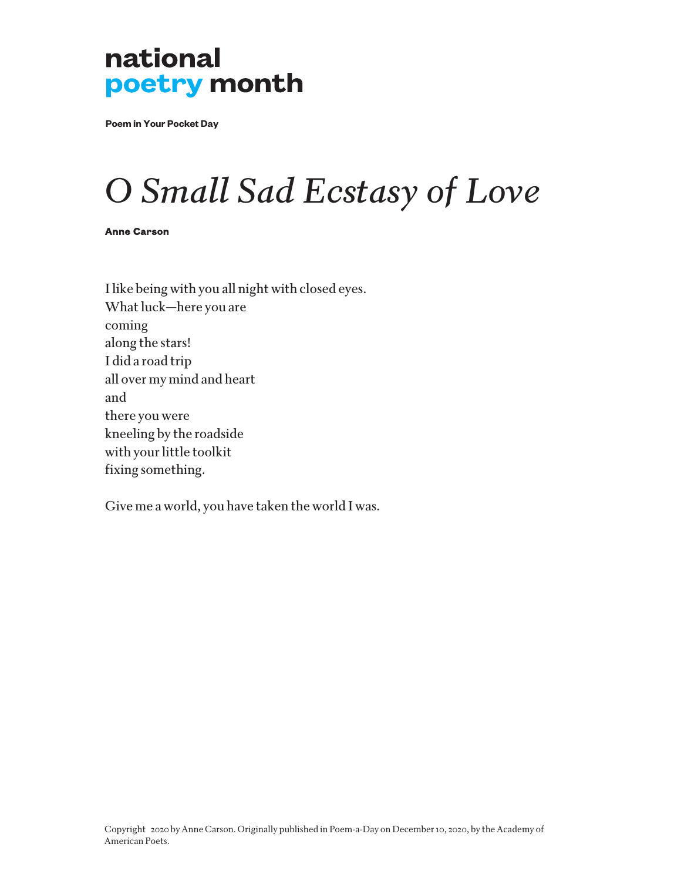**national**
**poetry month**

**Poem in Your Pocket Day**

# *O Small Sad Ecstasy of Love*

**Anne Carson**

I like being with you all night with closed eyes.  
What luck—here you are  
coming  
along the stars!  
I did a road trip  
all over my mind and heart  
and  
there you were  
kneeling by the roadside  
with your little toolkit  
fixing something.

Give me a world, you have taken the world I was.

Copyright 2020 by Anne Carson. Originally published in Poem-a-Day on December 10, 2020, by the Academy of American Poets.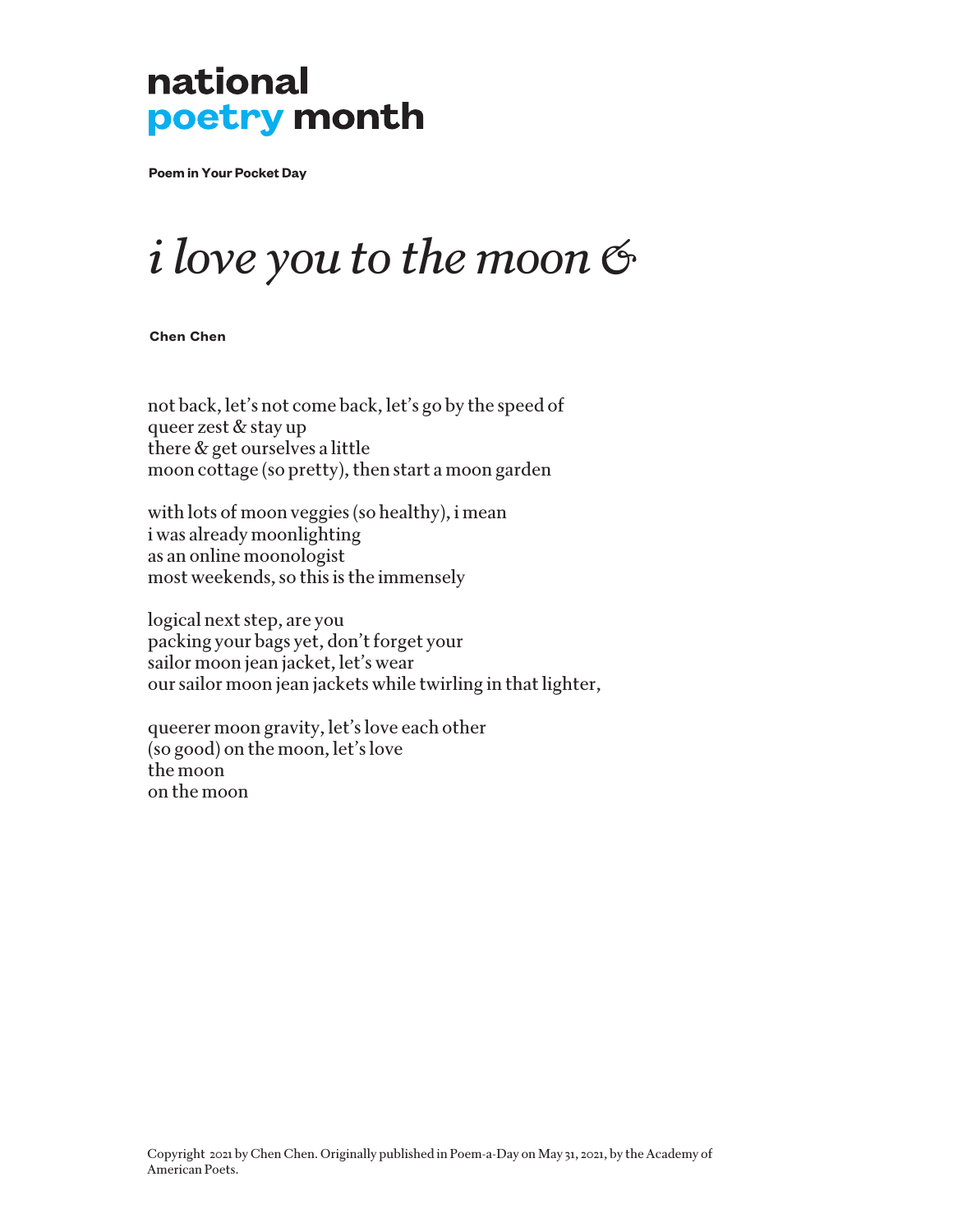**national poetry month**

**Poem in Your Pocket Day**

# *i love you to the moon &*

**Chen Chen**

not back, let's not come back, let's go by the speed of
queer zest & stay up
there & get ourselves a little
moon cottage (so pretty), then start a moon garden

with lots of moon veggies (so healthy), i mean
i was already moonlighting
as an online moonologist
most weekends, so this is the immensely

logical next step, are you
packing your bags yet, don't forget your
sailor moon jean jacket, let's wear
our sailor moon jean jackets while twirling in that lighter,

queerer moon gravity, let's love each other
(so good) on the moon, let's love
the moon
on the moon

Copyright 2021 by Chen Chen. Originally published in Poem-a-Day on May 31, 2021, by the Academy of American Poets.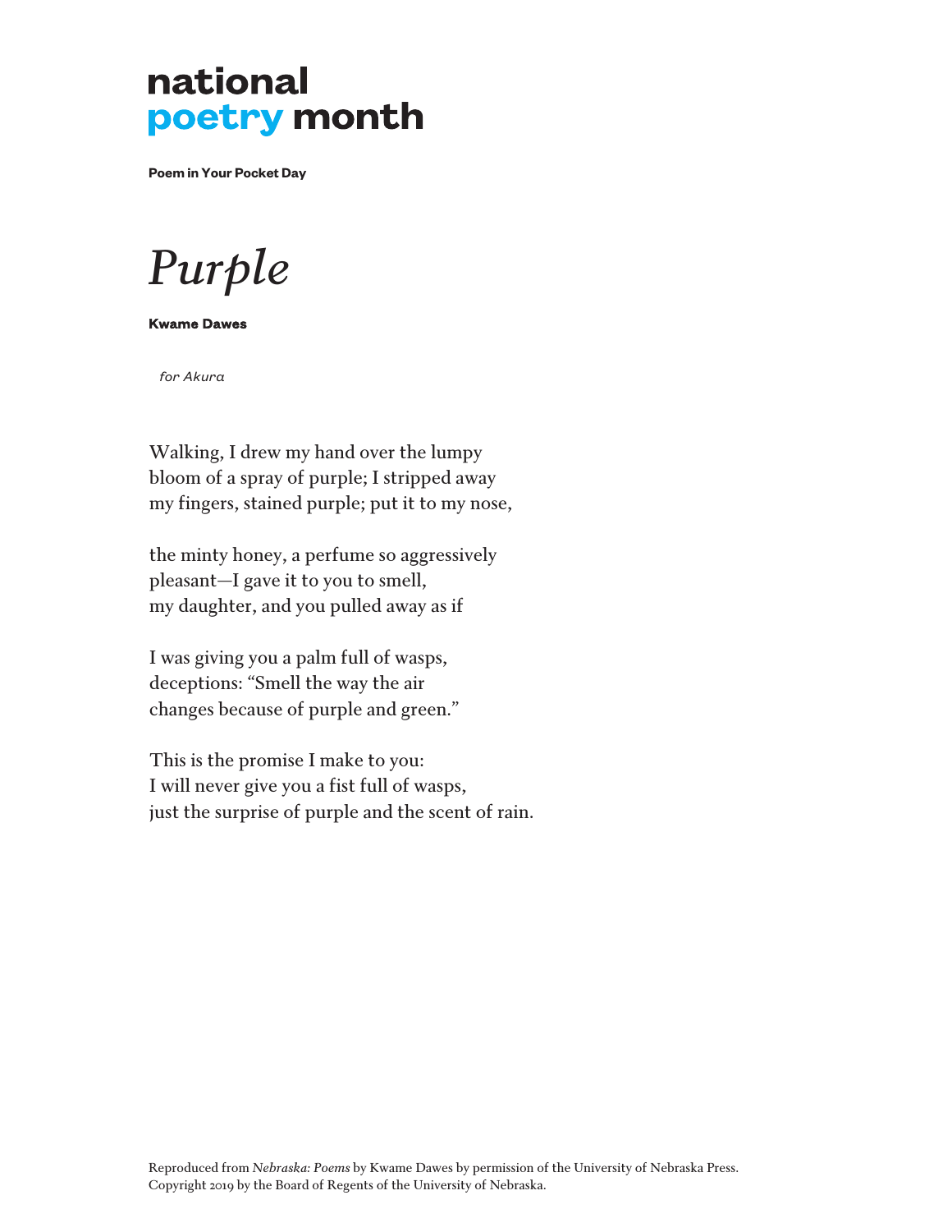**national**
**poetry month**

**Poem in Your Pocket Day**

# *Purple*

**Kwame Dawes**

*for Akura*

Walking, I drew my hand over the lumpy
bloom of a spray of purple; I stripped away
my fingers, stained purple; put it to my nose,

the minty honey, a perfume so aggressively
pleasant—I gave it to you to smell,
my daughter, and you pulled away as if

I was giving you a palm full of wasps,
deceptions: "Smell the way the air
changes because of purple and green."

This is the promise I make to you:
I will never give you a fist full of wasps,
just the surprise of purple and the scent of rain.

Reproduced from *Nebraska: Poems* by Kwame Dawes by permission of the University of Nebraska Press.
Copyright 2019 by the Board of Regents of the University of Nebraska.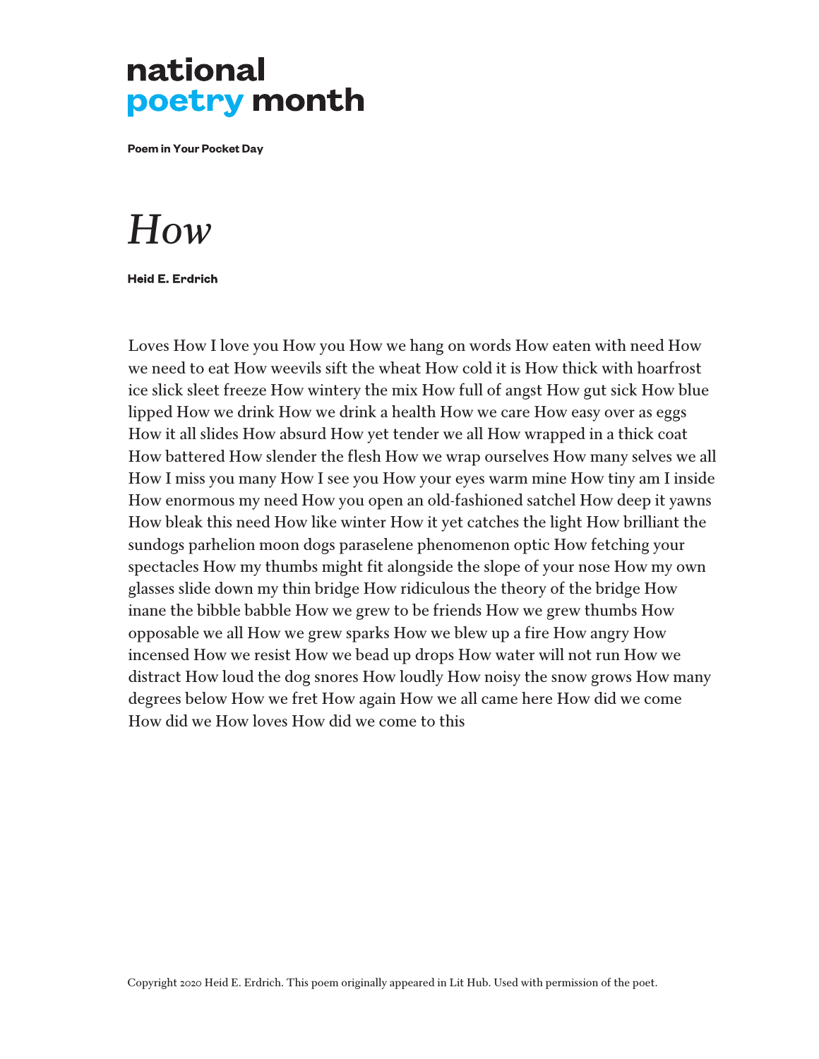national
poetry month

**Poem in Your Pocket Day**

# *How*

**Heid E. Erdrich**

Loves How I love you How you How we hang on words How eaten with need How we need to eat How weevils sift the wheat How cold it is How thick with hoarfrost ice slick sleet freeze How wintery the mix How full of angst How gut sick How blue lipped How we drink How we drink a health How we care How easy over as eggs How it all slides How absurd How yet tender we all How wrapped in a thick coat How battered How slender the flesh How we wrap ourselves How many selves we all How I miss you many How I see you How your eyes warm mine How tiny am I inside How enormous my need How you open an old-fashioned satchel How deep it yawns How bleak this need How like winter How it yet catches the light How brilliant the sundogs parhelion moon dogs paraselene phenomenon optic How fetching your spectacles How my thumbs might fit alongside the slope of your nose How my own glasses slide down my thin bridge How ridiculous the theory of the bridge How inane the bibble babble How we grew to be friends How we grew thumbs How opposable we all How we grew sparks How we blew up a fire How angry How incensed How we resist How we bead up drops How water will not run How we distract How loud the dog snores How loudly How noisy the snow grows How many degrees below How we fret How again How we all came here How did we come How did we How loves How did we come to this

Copyright 2020 Heid E. Erdrich. This poem originally appeared in Lit Hub. Used with permission of the poet.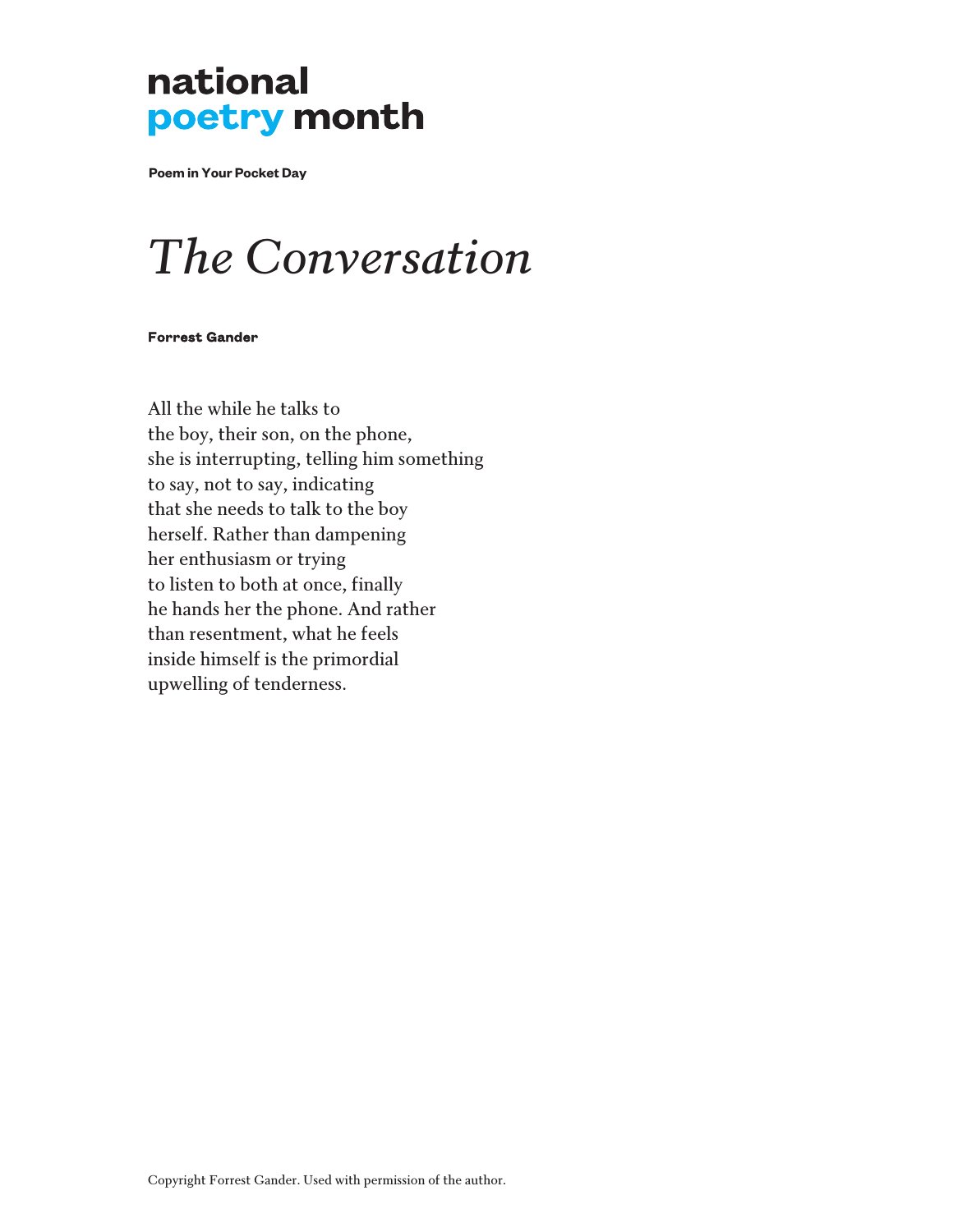**national**
**poetry month**

**Poem in Your Pocket Day**

# *The Conversation*

**Forrest Gander**

All the while he talks to
the boy, their son, on the phone,
she is interrupting, telling him something
to say, not to say, indicating
that she needs to talk to the boy
herself. Rather than dampening
her enthusiasm or trying
to listen to both at once, finally
he hands her the phone. And rather
than resentment, what he feels
inside himself is the primordial
upwelling of tenderness.

Copyright Forrest Gander. Used with permission of the author.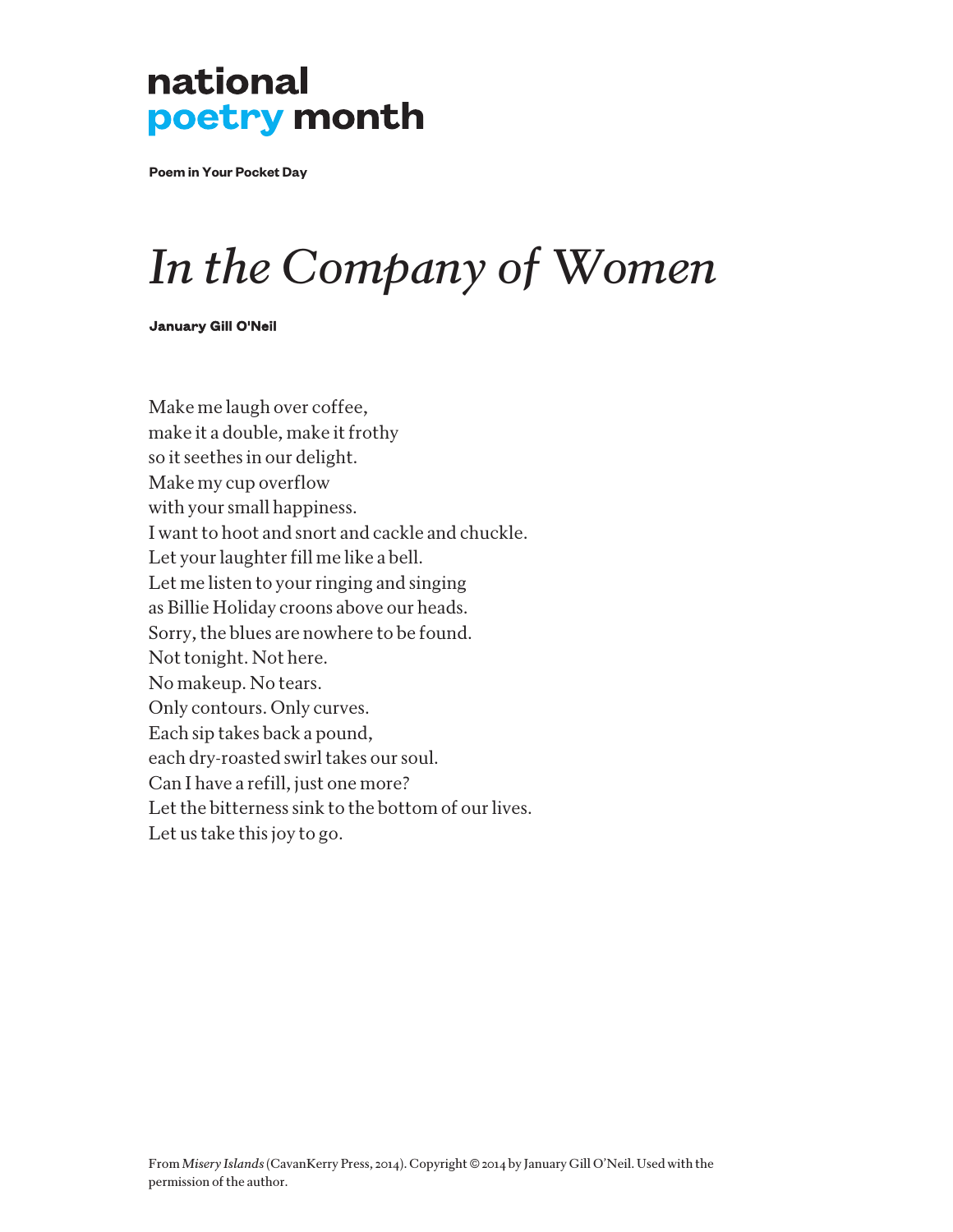national
poetry month

**Poem in Your Pocket Day**

# *In the Company of Women*

**January Gill O'Neil**

Make me laugh over coffee,
make it a double, make it frothy
so it seethes in our delight.
Make my cup overflow
with your small happiness.
I want to hoot and snort and cackle and chuckle.
Let your laughter fill me like a bell.
Let me listen to your ringing and singing
as Billie Holiday croons above our heads.
Sorry, the blues are nowhere to be found.
Not tonight. Not here.
No makeup. No tears.
Only contours. Only curves.
Each sip takes back a pound,
each dry-roasted swirl takes our soul.
Can I have a refill, just one more?
Let the bitterness sink to the bottom of our lives.
Let us take this joy to go.

From *Misery Islands* (CavanKerry Press, 2014). Copyright © 2014 by January Gill O'Neil. Used with the permission of the author.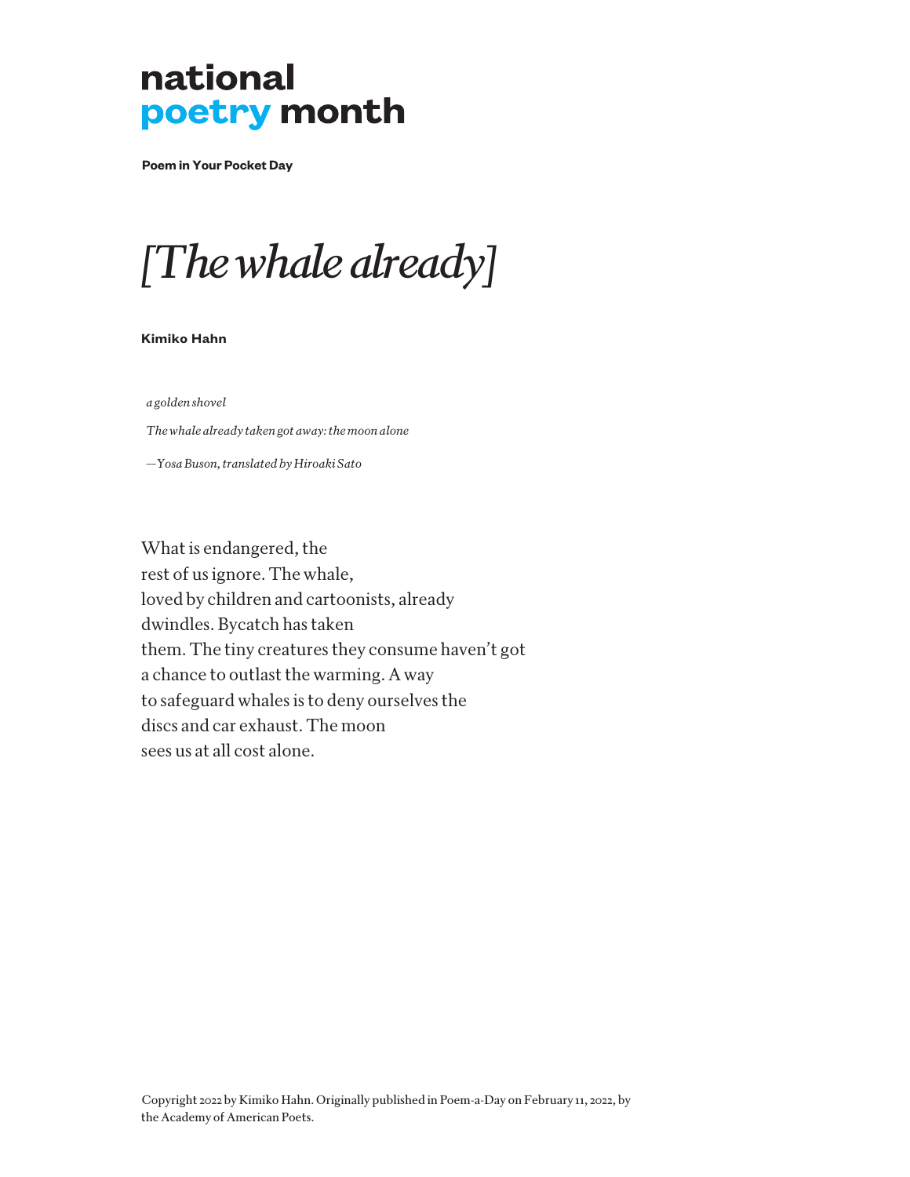**national**
**poetry month**

**Poem in Your Pocket Day**

# *[The whale already]*

**Kimiko Hahn**

*a golden shovel*

*The whale already taken got away: the moon alone*

*—Yosa Buson, translated by Hiroaki Sato*

What is endangered, the  
rest of us ignore. The whale,  
loved by children and cartoonists, already  
dwindles. Bycatch has taken  
them. The tiny creatures they consume haven't got  
a chance to outlast the warming. A way  
to safeguard whales is to deny ourselves the  
discs and car exhaust. The moon  
sees us at all cost alone.

Copyright 2022 by Kimiko Hahn. Originally published in Poem-a-Day on February 11, 2022, by the Academy of American Poets.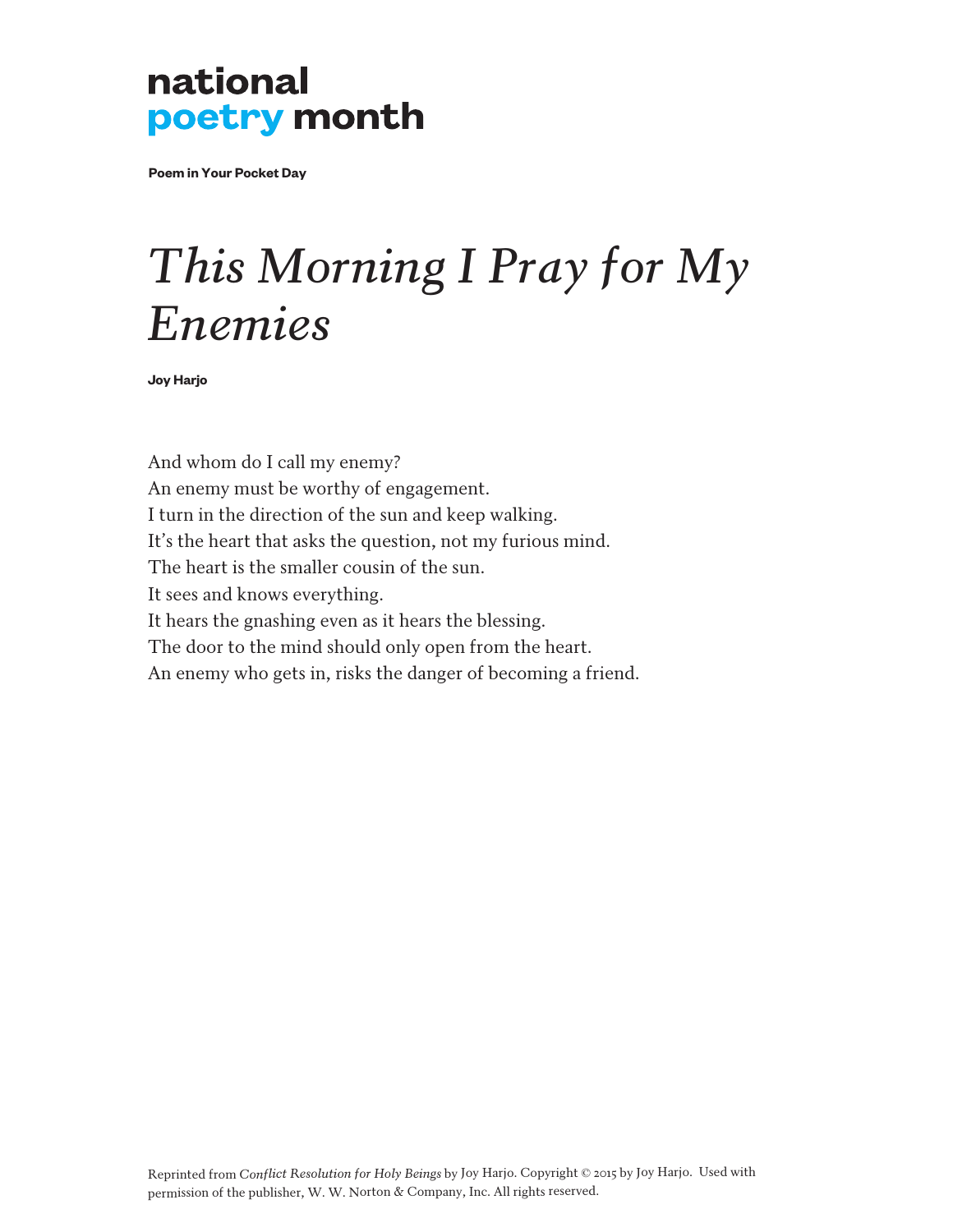**national**
**poetry month**

**Poem in Your Pocket Day**

# *This Morning I Pray for My Enemies*

**Joy Harjo**

And whom do I call my enemy?
An enemy must be worthy of engagement.
I turn in the direction of the sun and keep walking.
It's the heart that asks the question, not my furious mind.
The heart is the smaller cousin of the sun.
It sees and knows everything.
It hears the gnashing even as it hears the blessing.
The door to the mind should only open from the heart.
An enemy who gets in, risks the danger of becoming a friend.

Reprinted from *Conflict Resolution for Holy Beings* by Joy Harjo. Copyright © 2015 by Joy Harjo. Used with permission of the publisher, W. W. Norton & Company, Inc. All rights reserved.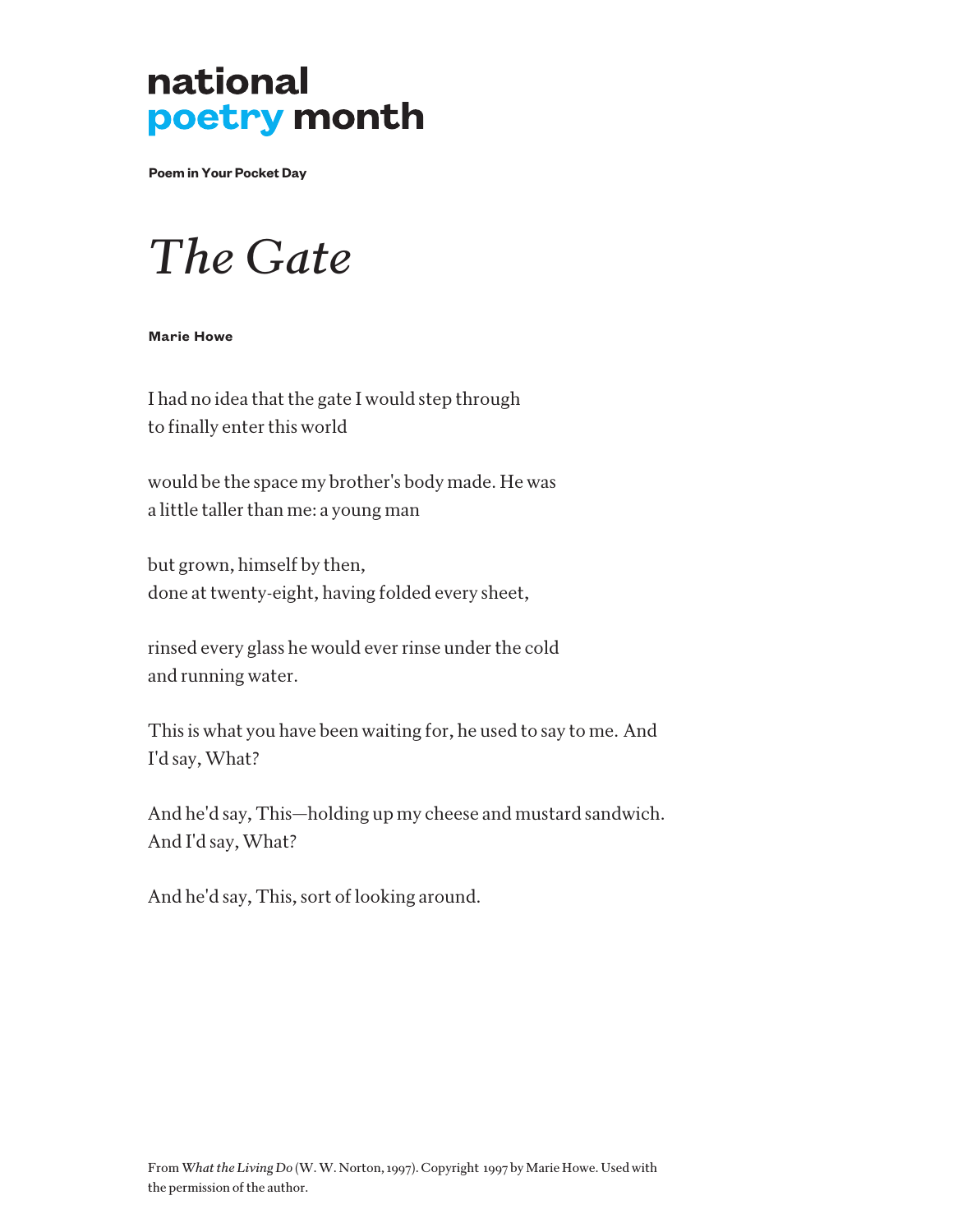national
poetry month

**Poem in Your Pocket Day**

# *The Gate*

**Marie Howe**

I had no idea that the gate I would step through
to finally enter this world

would be the space my brother's body made. He was
a little taller than me: a young man

but grown, himself by then,
done at twenty-eight, having folded every sheet,

rinsed every glass he would ever rinse under the cold
and running water.

This is what you have been waiting for, he used to say to me. And
I'd say, What?

And he'd say, This—holding up my cheese and mustard sandwich.
And I'd say, What?

And he'd say, This, sort of looking around.

From *What the Living Do* (W. W. Norton, 1997). Copyright 1997 by Marie Howe. Used with the permission of the author.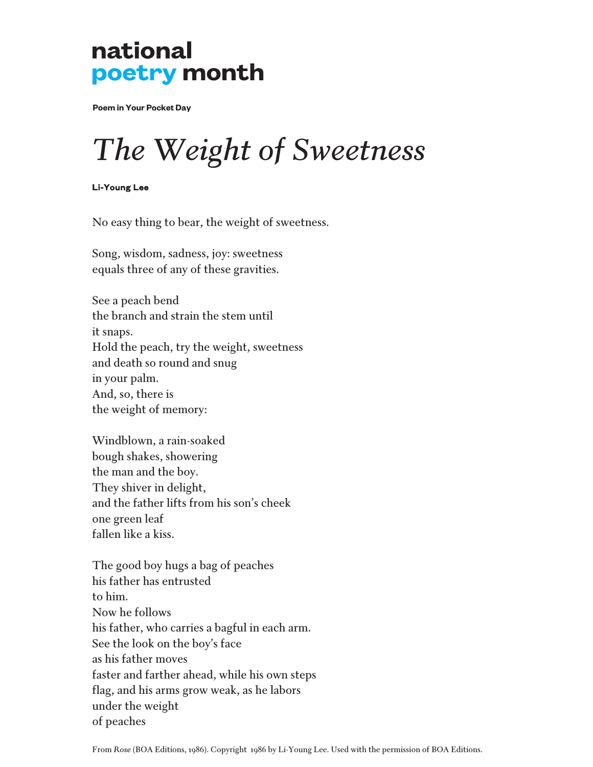**national**
**poetry month**

**Poem in Your Pocket Day**

# *The Weight of Sweetness*

**Li-Young Lee**

No easy thing to bear, the weight of sweetness.

Song, wisdom, sadness, joy: sweetness
equals three of any of these gravities.

See a peach bend
the branch and strain the stem until
it snaps.
Hold the peach, try the weight, sweetness
and death so round and snug
in your palm.
And, so, there is
the weight of memory:

Windblown, a rain-soaked
bough shakes, showering
the man and the boy.
They shiver in delight,
and the father lifts from his son's cheek
one green leaf
fallen like a kiss.

The good boy hugs a bag of peaches
his father has entrusted
to him.
Now he follows
his father, who carries a bagful in each arm.
See the look on the boy's face
as his father moves
faster and farther ahead, while his own steps
flag, and his arms grow weak, as he labors
under the weight
of peaches

From *Rose* (BOA Editions, 1986). Copyright 1986 by Li-Young Lee. Used with the permission of BOA Editions.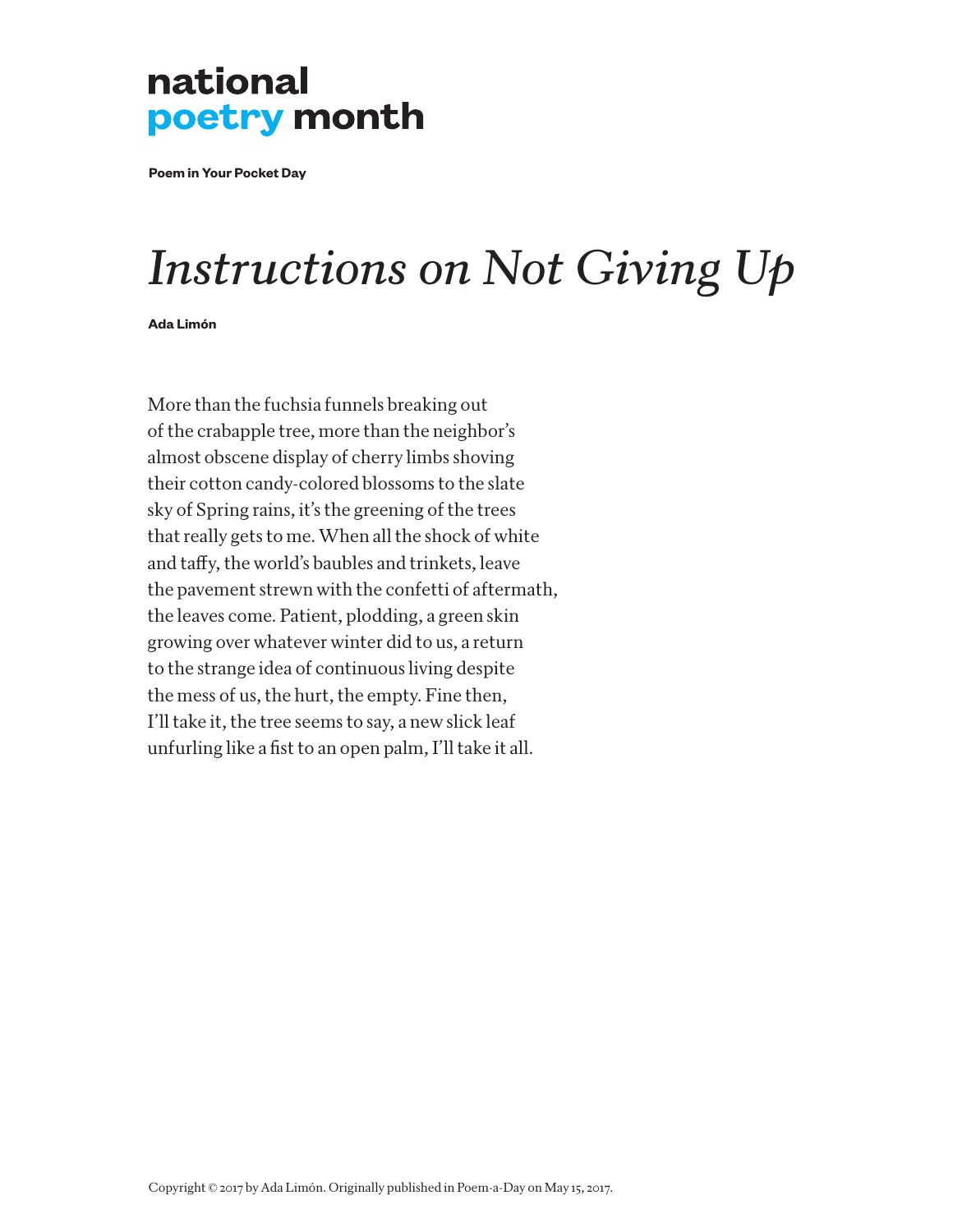**national**
**poetry month**

**Poem in Your Pocket Day**

# *Instructions on Not Giving Up*

**Ada Limón**

More than the fuchsia funnels breaking out
of the crabapple tree, more than the neighbor's
almost obscene display of cherry limbs shoving
their cotton candy-colored blossoms to the slate
sky of Spring rains, it's the greening of the trees
that really gets to me. When all the shock of white
and taffy, the world's baubles and trinkets, leave
the pavement strewn with the confetti of aftermath,
the leaves come. Patient, plodding, a green skin
growing over whatever winter did to us, a return
to the strange idea of continuous living despite
the mess of us, the hurt, the empty. Fine then,
I'll take it, the tree seems to say, a new slick leaf
unfurling like a fist to an open palm, I'll take it all.

Copyright © 2017 by Ada Limón. Originally published in Poem-a-Day on May 15, 2017.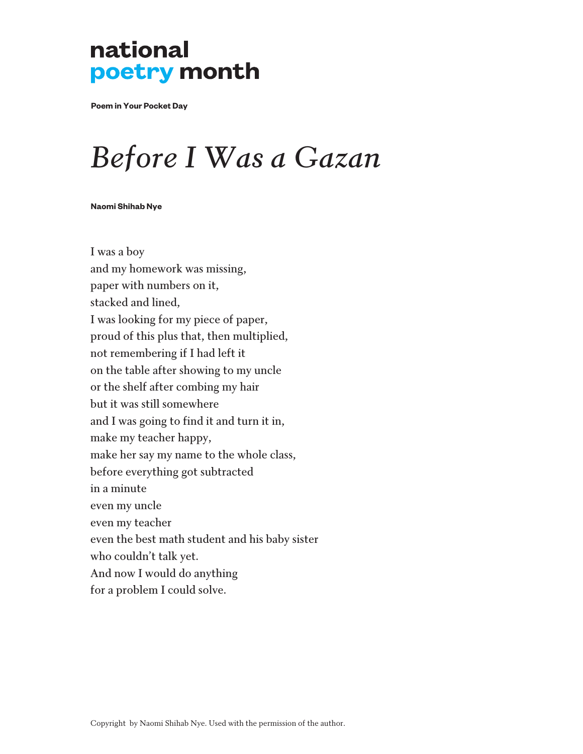**national poetry month**

**Poem in Your Pocket Day**

# *Before I Was a Gazan*

**Naomi Shihab Nye**

I was a boy  
and my homework was missing,  
paper with numbers on it,  
stacked and lined,  
I was looking for my piece of paper,  
proud of this plus that, then multiplied,  
not remembering if I had left it  
on the table after showing to my uncle  
or the shelf after combing my hair  
but it was still somewhere  
and I was going to find it and turn it in,  
make my teacher happy,  
make her say my name to the whole class,  
before everything got subtracted  
in a minute  
even my uncle  
even my teacher  
even the best math student and his baby sister  
who couldn't talk yet.  
And now I would do anything  
for a problem I could solve.

Copyright by Naomi Shihab Nye. Used with the permission of the author.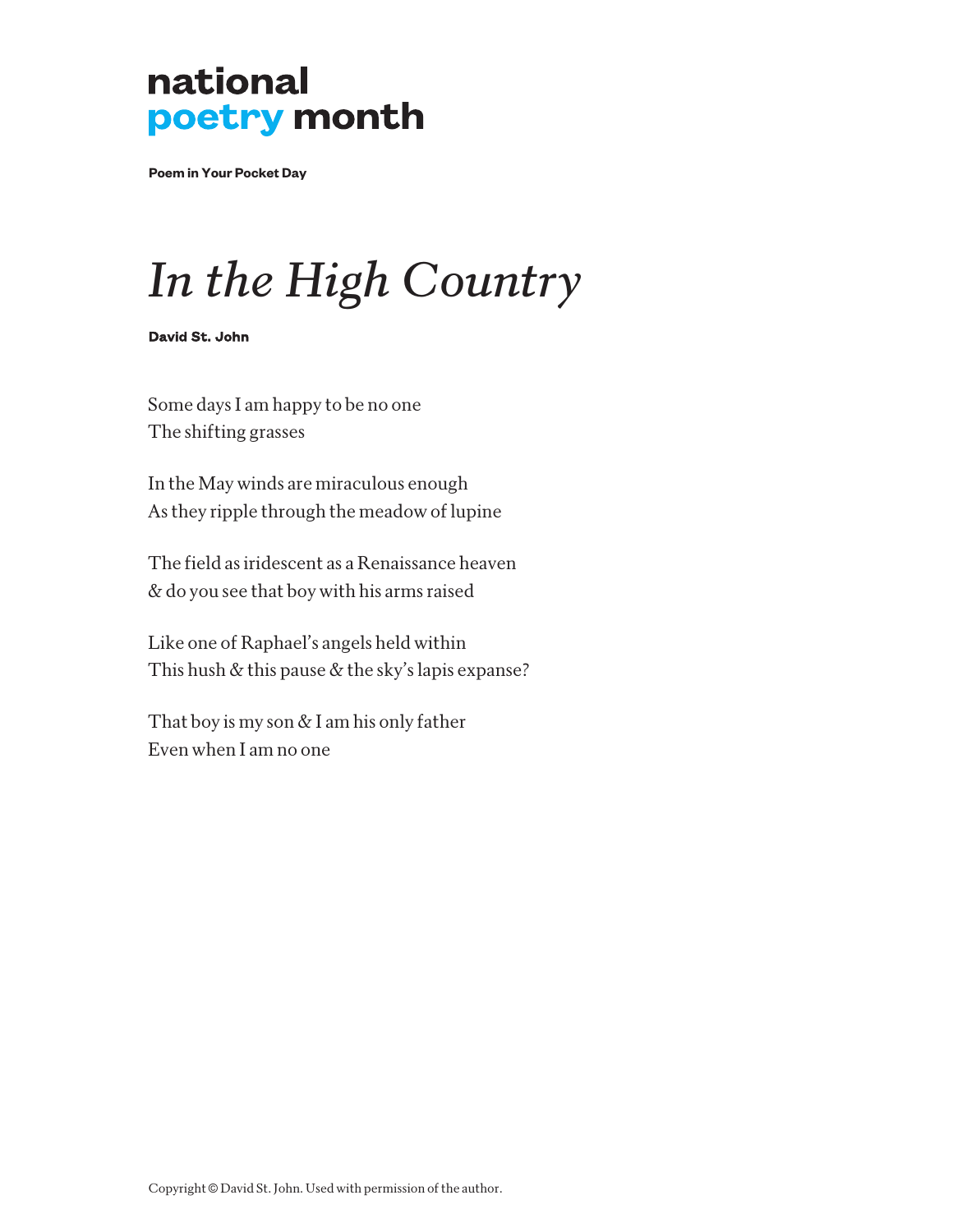**national**
**poetry month**

**Poem in Your Pocket Day**

# *In the High Country*

**David St. John**

Some days I am happy to be no one
The shifting grasses

In the May winds are miraculous enough
As they ripple through the meadow of lupine

The field as iridescent as a Renaissance heaven
& do you see that boy with his arms raised

Like one of Raphael's angels held within
This hush & this pause & the sky's lapis expanse?

That boy is my son & I am his only father
Even when I am no one

Copyright © David St. John. Used with permission of the author.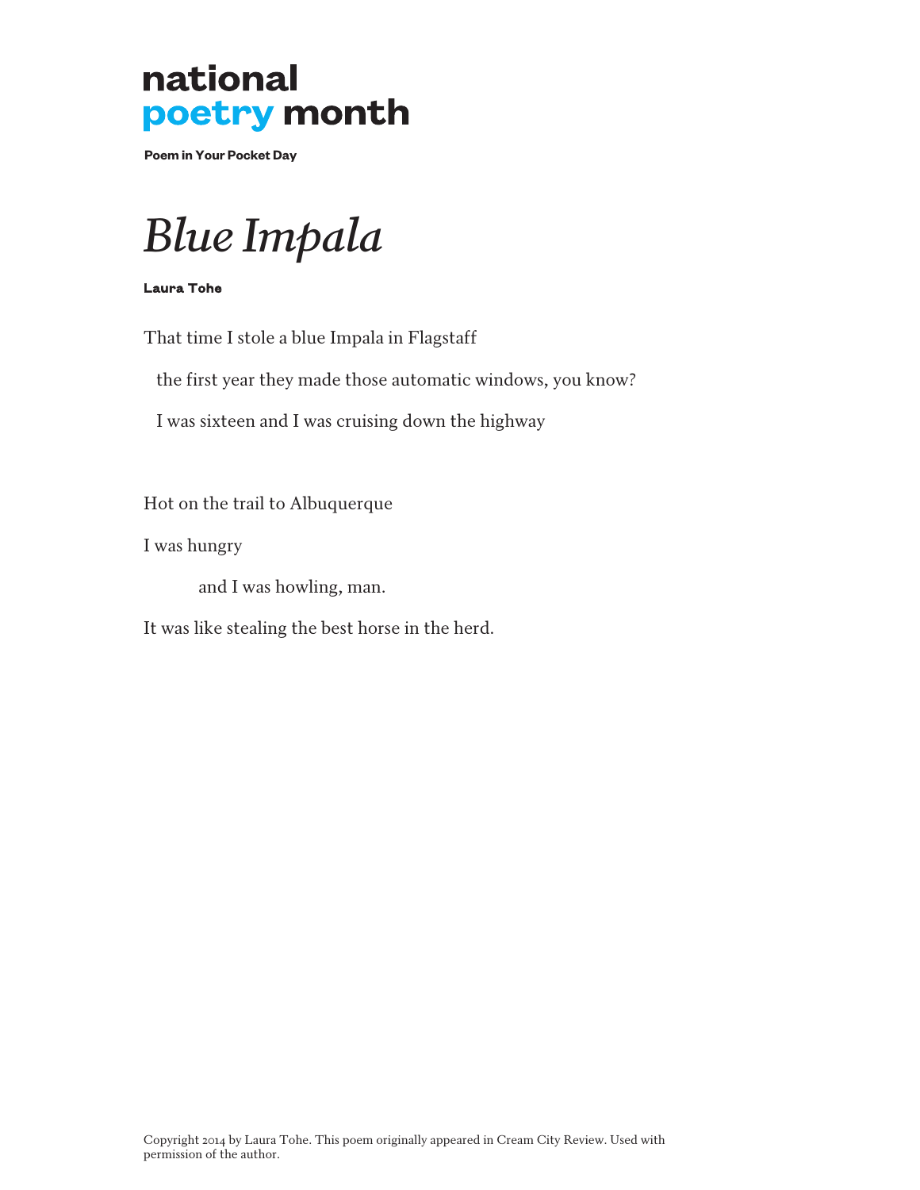# *Blue Impala*

**Laura Tohe**

That time I stole a blue Impala in Flagstaff

  the first year they made those automatic windows, you know?

  I was sixteen and I was cruising down the highway

Hot on the trail to Albuquerque

I was hungry

    and I was howling, man.

It was like stealing the best horse in the herd.

Copyright 2014 by Laura Tohe. This poem originally appeared in Cream City Review. Used with permission of the author.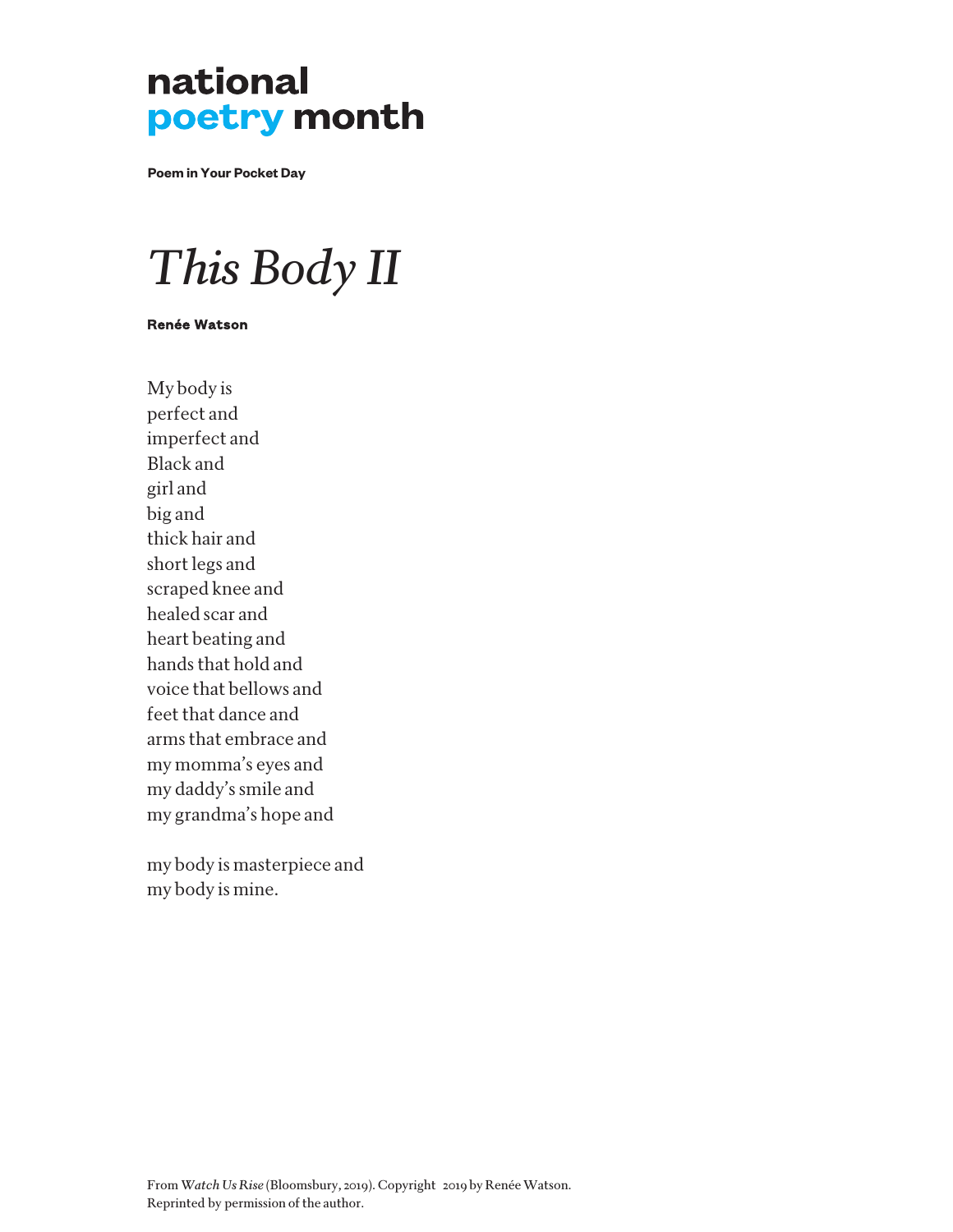**national**
**poetry month**

**Poem in Your Pocket Day**

# *This Body II*

**Renée Watson**

My body is  
perfect and  
imperfect and  
Black and  
girl and  
big and  
thick hair and  
short legs and  
scraped knee and  
healed scar and  
heart beating and  
hands that hold and  
voice that bellows and  
feet that dance and  
arms that embrace and  
my momma's eyes and  
my daddy's smile and  
my grandma's hope and

my body is masterpiece and  
my body is mine.

From *Watch Us Rise* (Bloomsbury, 2019). Copyright 2019 by Renée Watson.  
Reprinted by permission of the author.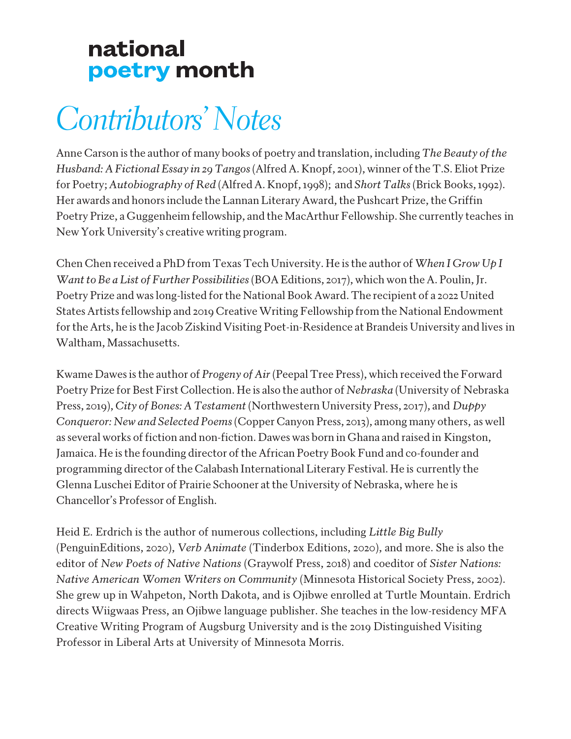**national**
**poetry month**

# *Contributors' Notes*

Anne Carson is the author of many books of poetry and translation, including *The Beauty of the Husband: A Fictional Essay in 29 Tangos* (Alfred A. Knopf, 2001), winner of the T.S. Eliot Prize for Poetry; *Autobiography of Red* (Alfred A. Knopf, 1998); and *Short Talks* (Brick Books, 1992). Her awards and honors include the Lannan Literary Award, the Pushcart Prize, the Griffin Poetry Prize, a Guggenheim fellowship, and the MacArthur Fellowship. She currently teaches in New York University's creative writing program.

Chen Chen received a PhD from Texas Tech University. He is the author of *When I Grow Up I Want to Be a List of Further Possibilities* (BOA Editions, 2017), which won the A. Poulin, Jr. Poetry Prize and was long-listed for the National Book Award. The recipient of a 2022 United States Artists fellowship and 2019 Creative Writing Fellowship from the National Endowment for the Arts, he is the Jacob Ziskind Visiting Poet-in-Residence at Brandeis University and lives in Waltham, Massachusetts.

Kwame Dawes is the author of *Progeny of Air* (Peepal Tree Press), which received the Forward Poetry Prize for Best First Collection. He is also the author of *Nebraska* (University of Nebraska Press, 2019), *City of Bones: A Testament* (Northwestern University Press, 2017), and *Duppy Conqueror: New and Selected Poems* (Copper Canyon Press, 2013), among many others, as well as several works of fiction and non-fiction. Dawes was born in Ghana and raised in Kingston, Jamaica. He is the founding director of the African Poetry Book Fund and co-founder and programming director of the Calabash International Literary Festival. He is currently the Glenna Luschei Editor of Prairie Schooner at the University of Nebraska, where he is Chancellor's Professor of English.

Heid E. Erdrich is the author of numerous collections, including *Little Big Bully* (PenguinEditions, 2020), *Verb Animate* (Tinderbox Editions, 2020), and more. She is also the editor of *New Poets of Native Nations* (Graywolf Press, 2018) and coeditor of *Sister Nations: Native American Women Writers on Community* (Minnesota Historical Society Press, 2002). She grew up in Wahpeton, North Dakota, and is Ojibwe enrolled at Turtle Mountain. Erdrich directs Wiigwaas Press, an Ojibwe language publisher. She teaches in the low-residency MFA Creative Writing Program of Augsburg University and is the 2019 Distinguished Visiting Professor in Liberal Arts at University of Minnesota Morris.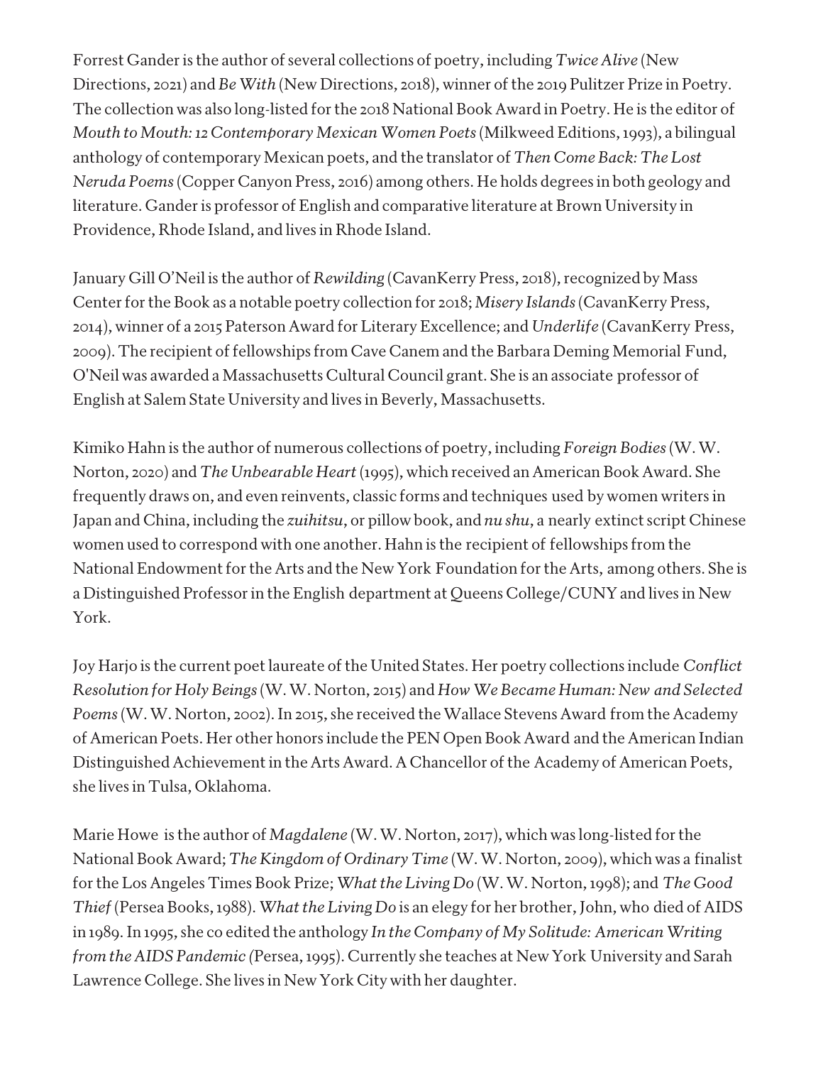Forrest Gander is the author of several collections of poetry, including *Twice Alive* (New Directions, 2021) and *Be With* (New Directions, 2018), winner of the 2019 Pulitzer Prize in Poetry. The collection was also long-listed for the 2018 National Book Award in Poetry. He is the editor of *Mouth to Mouth: 12 Contemporary Mexican Women Poets* (Milkweed Editions, 1993), a bilingual anthology of contemporary Mexican poets, and the translator of *Then Come Back: The Lost Neruda Poems* (Copper Canyon Press, 2016) among others. He holds degrees in both geology and literature. Gander is professor of English and comparative literature at Brown University in Providence, Rhode Island, and lives in Rhode Island.

January Gill O'Neil is the author of *Rewilding* (CavanKerry Press, 2018), recognized by Mass Center for the Book as a notable poetry collection for 2018; *Misery Islands* (CavanKerry Press, 2014), winner of a 2015 Paterson Award for Literary Excellence; and *Underlife* (CavanKerry Press, 2009). The recipient of fellowships from Cave Canem and the Barbara Deming Memorial Fund, O'Neil was awarded a Massachusetts Cultural Council grant. She is an associate professor of English at Salem State University and lives in Beverly, Massachusetts.

Kimiko Hahn is the author of numerous collections of poetry, including *Foreign Bodies* (W. W. Norton, 2020) and *The Unbearable Heart* (1995), which received an American Book Award. She frequently draws on, and even reinvents, classic forms and techniques used by women writers in Japan and China, including the *zuihitsu*, or pillow book, and *nu shu*, a nearly extinct script Chinese women used to correspond with one another. Hahn is the recipient of fellowships from the National Endowment for the Arts and the New York Foundation for the Arts, among others. She is a Distinguished Professor in the English department at Queens College/CUNY and lives in New York.

Joy Harjo is the current poet laureate of the United States. Her poetry collections include *Conflict Resolution for Holy Beings* (W. W. Norton, 2015) and *How We Became Human: New and Selected Poems* (W. W. Norton, 2002). In 2015, she received the Wallace Stevens Award from the Academy of American Poets. Her other honors include the PEN Open Book Award and the American Indian Distinguished Achievement in the Arts Award. A Chancellor of the Academy of American Poets, she lives in Tulsa, Oklahoma.

Marie Howe is the author of *Magdalene* (W. W. Norton, 2017), which was long-listed for the National Book Award; *The Kingdom of Ordinary Time* (W. W. Norton, 2009), which was a finalist for the Los Angeles Times Book Prize; *What the Living Do* (W. W. Norton, 1998); and *The Good Thief* (Persea Books, 1988). *What the Living Do* is an elegy for her brother, John, who died of AIDS in 1989. In 1995, she co edited the anthology *In the Company of My Solitude: American Writing from the AIDS Pandemic* (Persea, 1995). Currently she teaches at New York University and Sarah Lawrence College. She lives in New York City with her daughter.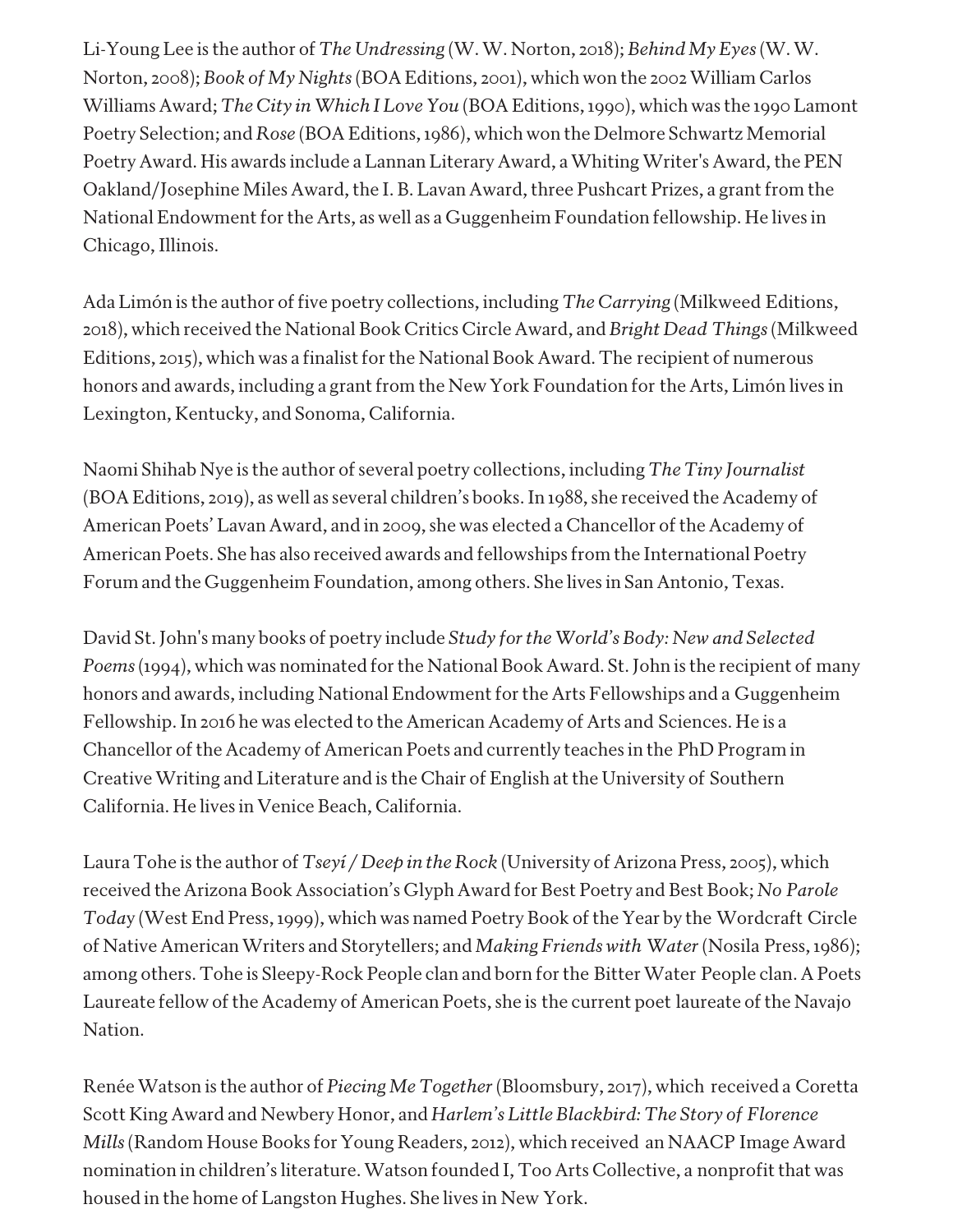Li-Young Lee is the author of *The Undressing* (W. W. Norton, 2018); *Behind My Eyes* (W. W. Norton, 2008); *Book of My Nights* (BOA Editions, 2001), which won the 2002 William Carlos Williams Award; *The City in Which I Love You* (BOA Editions, 1990), which was the 1990 Lamont Poetry Selection; and *Rose* (BOA Editions, 1986), which won the Delmore Schwartz Memorial Poetry Award. His awards include a Lannan Literary Award, a Whiting Writer's Award, the PEN Oakland/Josephine Miles Award, the I. B. Lavan Award, three Pushcart Prizes, a grant from the National Endowment for the Arts, as well as a Guggenheim Foundation fellowship. He lives in Chicago, Illinois.

Ada Limón is the author of five poetry collections, including *The Carrying* (Milkweed Editions, 2018), which received the National Book Critics Circle Award, and *Bright Dead Things* (Milkweed Editions, 2015), which was a finalist for the National Book Award. The recipient of numerous honors and awards, including a grant from the New York Foundation for the Arts, Limón lives in Lexington, Kentucky, and Sonoma, California.

Naomi Shihab Nye is the author of several poetry collections, including *The Tiny Journalist* (BOA Editions, 2019), as well as several children's books. In 1988, she received the Academy of American Poets' Lavan Award, and in 2009, she was elected a Chancellor of the Academy of American Poets. She has also received awards and fellowships from the International Poetry Forum and the Guggenheim Foundation, among others. She lives in San Antonio, Texas.

David St. John's many books of poetry include *Study for the World's Body: New and Selected Poems* (1994), which was nominated for the National Book Award. St. John is the recipient of many honors and awards, including National Endowment for the Arts Fellowships and a Guggenheim Fellowship. In 2016 he was elected to the American Academy of Arts and Sciences. He is a Chancellor of the Academy of American Poets and currently teaches in the PhD Program in Creative Writing and Literature and is the Chair of English at the University of Southern California. He lives in Venice Beach, California.

Laura Tohe is the author of *Tseyí / Deep in the Rock* (University of Arizona Press, 2005), which received the Arizona Book Association's Glyph Award for Best Poetry and Best Book; *No Parole Today* (West End Press, 1999), which was named Poetry Book of the Year by the Wordcraft Circle of Native American Writers and Storytellers; and *Making Friends with Water* (Nosila Press, 1986); among others. Tohe is Sleepy-Rock People clan and born for the Bitter Water People clan. A Poets Laureate fellow of the Academy of American Poets, she is the current poet laureate of the Navajo Nation.

Renée Watson is the author of *Piecing Me Together* (Bloomsbury, 2017), which received a Coretta Scott King Award and Newbery Honor, and *Harlem's Little Blackbird: The Story of Florence Mills* (Random House Books for Young Readers, 2012), which received an NAACP Image Award nomination in children's literature. Watson founded I, Too Arts Collective, a nonprofit that was housed in the home of Langston Hughes. She lives in New York.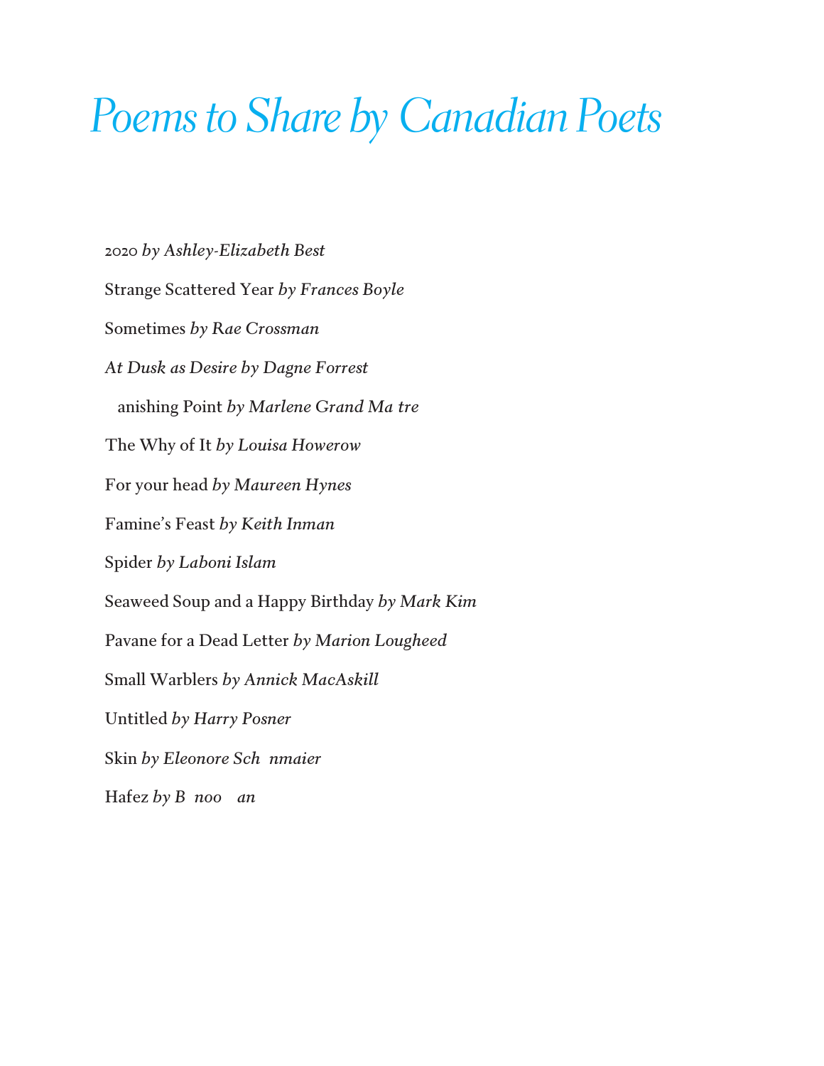# *Poems to Share by Canadian Poets*

2020 *by Ashley-Elizabeth Best*

Strange Scattered Year *by Frances Boyle*

Sometimes *by Rae Crossman*

*At Dusk as Desire by Dagne Forrest*

Vanishing Point *by Marlene Grand Maître*

The Why of It *by Louisa Howerow*

For your head *by Maureen Hynes*

Famine's Feast *by Keith Inman*

Spider *by Laboni Islam*

Seaweed Soup and a Happy Birthday *by Mark Kim*

Pavane for a Dead Letter *by Marion Lougheed*

Small Warblers *by Annick MacAskill*

Untitled *by Harry Posner*

Skin *by Eleonore Schönmaier*

Hafez *by Bänoo Zan*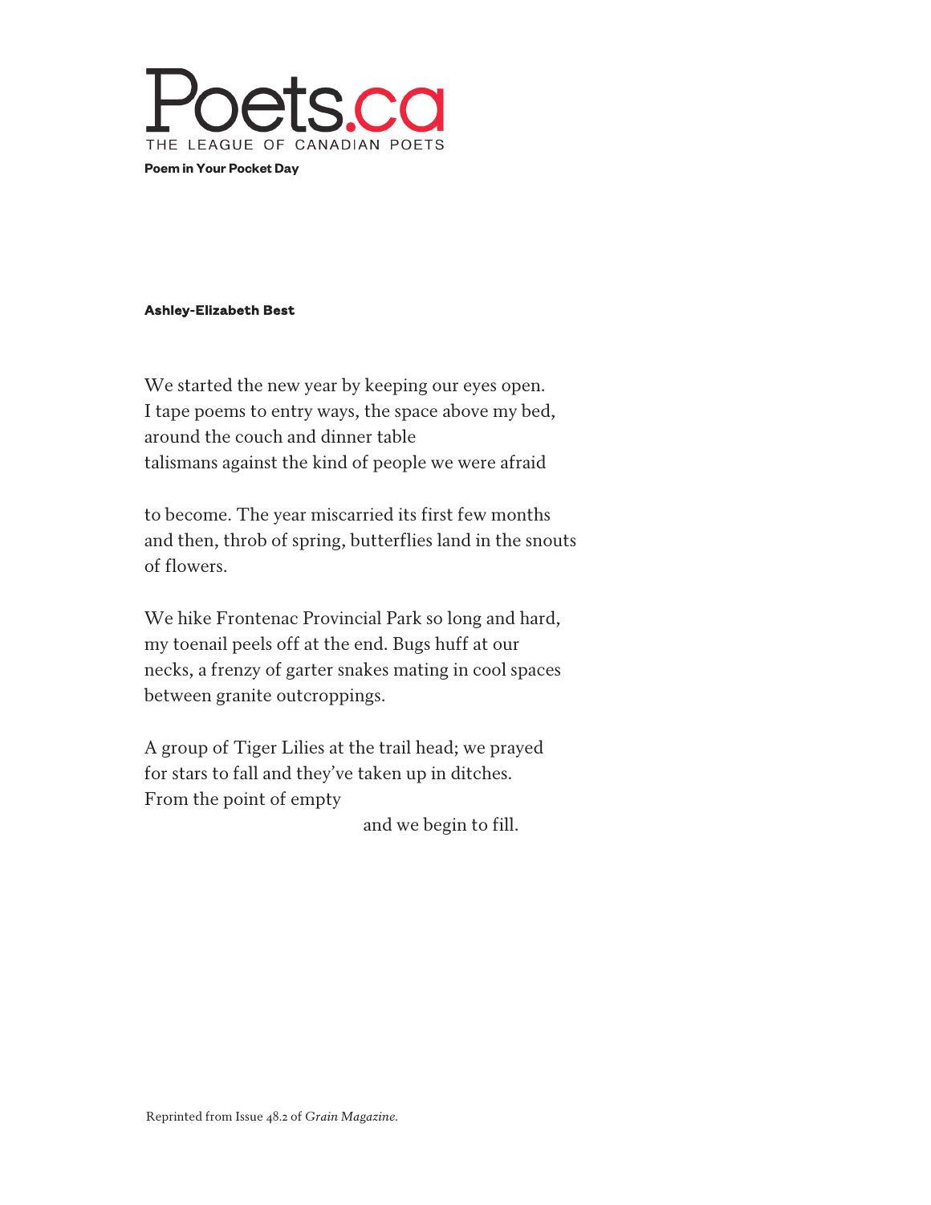# Poets.ca

THE LEAGUE OF CANADIAN POETS

**Poem in Your Pocket Day**

**Ashley-Elizabeth Best**

We started the new year by keeping our eyes open.
I tape poems to entry ways, the space above my bed,
around the couch and dinner table
talismans against the kind of people we were afraid

to become. The year miscarried its first few months
and then, throb of spring, butterflies land in the snouts
of flowers.

We hike Frontenac Provincial Park so long and hard,
my toenail peels off at the end. Bugs huff at our
necks, a frenzy of garter snakes mating in cool spaces
between granite outcroppings.

A group of Tiger Lilies at the trail head; we prayed
for stars to fall and they've taken up in ditches.
From the point of empty

                                        and we begin to fill.

Reprinted from Issue 48.2 of *Grain Magazine.*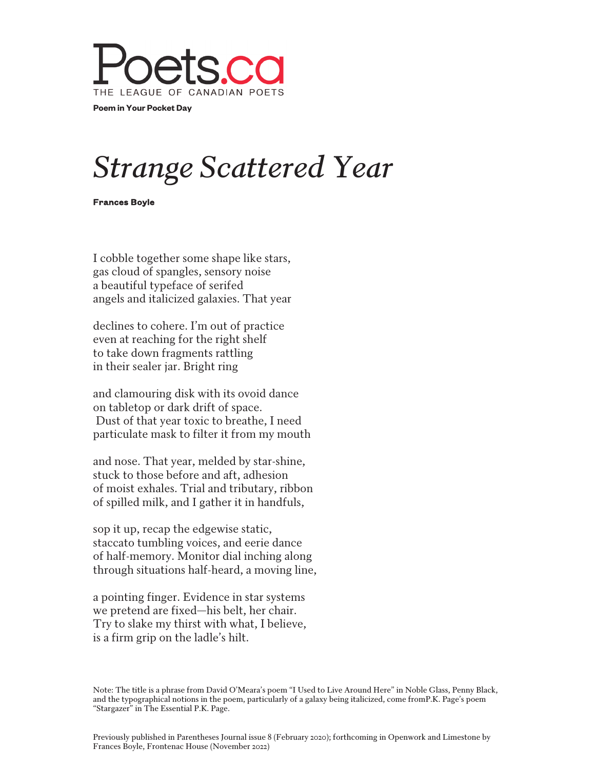Poem in Your Pocket Day

# *Strange Scattered Year*

**Frances Boyle**

I cobble together some shape like stars,
gas cloud of spangles, sensory noise
a beautiful typeface of serifed
angels and italicized galaxies. That year

declines to cohere. I'm out of practice
even at reaching for the right shelf
to take down fragments rattling
in their sealer jar. Bright ring

and clamouring disk with its ovoid dance
on tabletop or dark drift of space.
 Dust of that year toxic to breathe, I need
particulate mask to filter it from my mouth

and nose. That year, melded by star-shine,
stuck to those before and aft, adhesion
of moist exhales. Trial and tributary, ribbon
of spilled milk, and I gather it in handfuls,

sop it up, recap the edgewise static,
staccato tumbling voices, and eerie dance
of half-memory. Monitor dial inching along
through situations half-heard, a moving line,

a pointing finger. Evidence in star systems
we pretend are fixed—his belt, her chair.
Try to slake my thirst with what, I believe,
is a firm grip on the ladle's hilt.

Note: The title is a phrase from David O'Meara's poem "I Used to Live Around Here" in Noble Glass, Penny Black, and the typographical notions in the poem, particularly of a galaxy being italicized, come fromP.K. Page's poem "Stargazer" in The Essential P.K. Page.

Previously published in Parentheses Journal issue 8 (February 2020); forthcoming in Openwork and Limestone by Frances Boyle, Frontenac House (November 2022)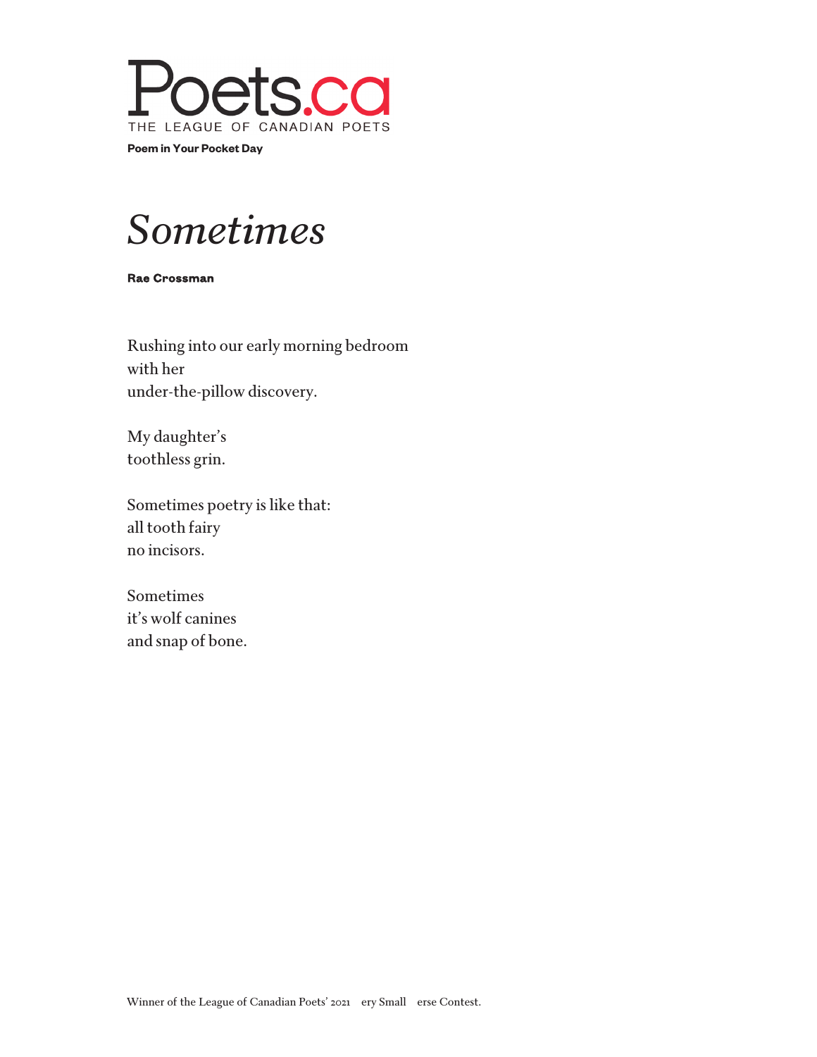Poets.ca
THE LEAGUE OF CANADIAN POETS

**Poem in Your Pocket Day**

# *Sometimes*

**Rae Crossman**

Rushing into our early morning bedroom
with her
under-the-pillow discovery.

My daughter's
toothless grin.

Sometimes poetry is like that:
all tooth fairy
no incisors.

Sometimes
it's wolf canines
and snap of bone.

Winner of the League of Canadian Poets' 2021 ery Small erse Contest.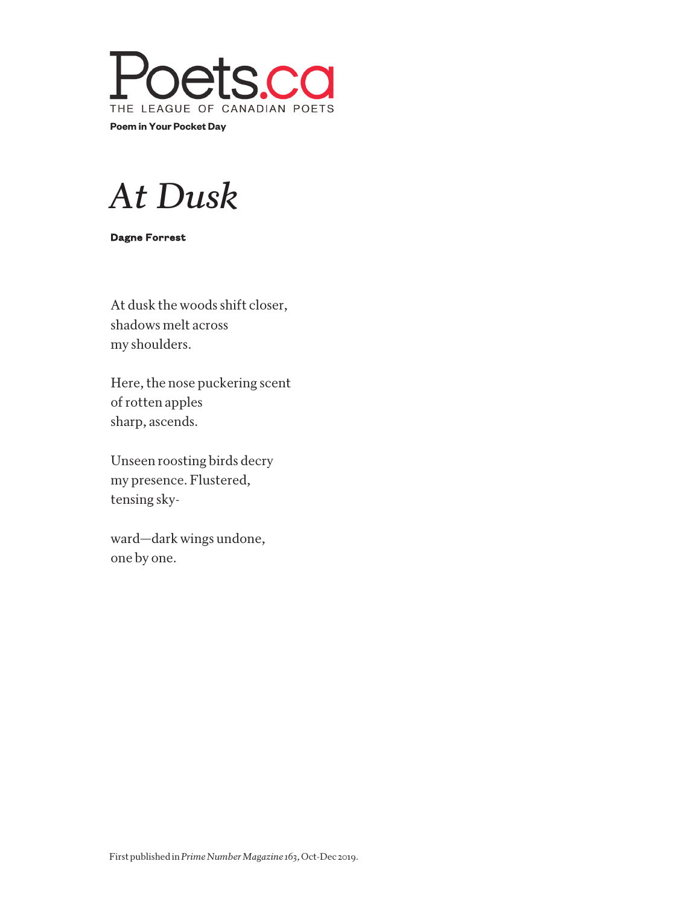Poets.ca
THE LEAGUE OF CANADIAN POETS

**Poem in Your Pocket Day**

# *At Dusk*

**Dagne Forrest**

At dusk the woods shift closer,  
shadows melt across  
my shoulders.

Here, the nose puckering scent  
of rotten apples  
sharp, ascends.

Unseen roosting birds decry  
my presence. Flustered,  
tensing sky-

ward—dark wings undone,  
one by one.

First published in *Prime Number Magazine* 163, Oct-Dec 2019.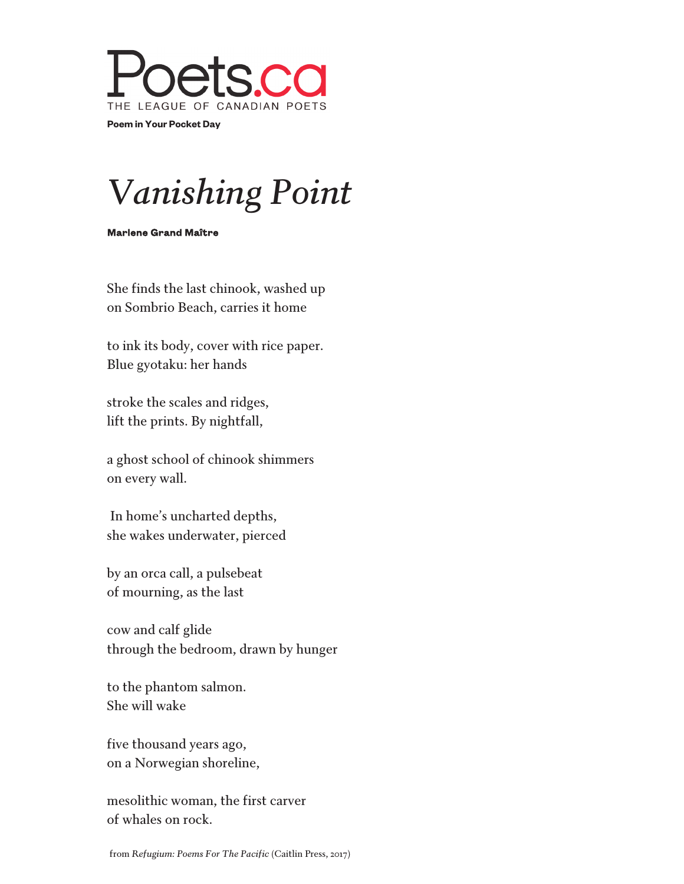Poets.ca
THE LEAGUE OF CANADIAN POETS

**Poem in Your Pocket Day**

# *Vanishing Point*

**Marlene Grand Maître**

She finds the last chinook, washed up
on Sombrio Beach, carries it home

to ink its body, cover with rice paper.
Blue gyotaku: her hands

stroke the scales and ridges,
lift the prints. By nightfall,

a ghost school of chinook shimmers
on every wall.

In home's uncharted depths,
she wakes underwater, pierced

by an orca call, a pulsebeat
of mourning, as the last

cow and calf glide
through the bedroom, drawn by hunger

to the phantom salmon.
She will wake

five thousand years ago,
on a Norwegian shoreline,

mesolithic woman, the first carver
of whales on rock.

from *Refugium: Poems For The Pacific* (Caitlin Press, 2017)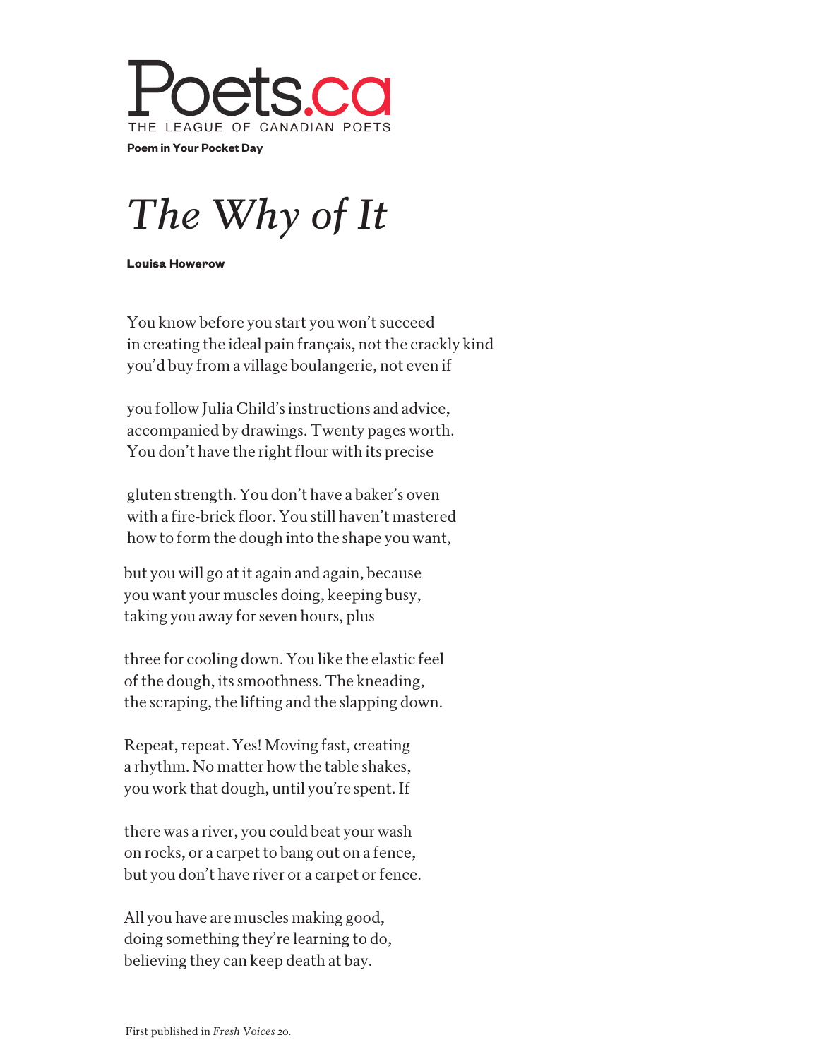Poets.ca
THE LEAGUE OF CANADIAN POETS

**Poem in Your Pocket Day**

# *The Why of It*

**Louisa Howerow**

You know before you start you won't succeed
in creating the ideal pain français, not the crackly kind
you'd buy from a village boulangerie, not even if

you follow Julia Child's instructions and advice,
accompanied by drawings. Twenty pages worth.
You don't have the right flour with its precise

gluten strength. You don't have a baker's oven
with a fire-brick floor. You still haven't mastered
how to form the dough into the shape you want,

but you will go at it again and again, because
you want your muscles doing, keeping busy,
taking you away for seven hours, plus

three for cooling down. You like the elastic feel
of the dough, its smoothness. The kneading,
the scraping, the lifting and the slapping down.

Repeat, repeat. Yes! Moving fast, creating
a rhythm. No matter how the table shakes,
you work that dough, until you're spent. If

there was a river, you could beat your wash
on rocks, or a carpet to bang out on a fence,
but you don't have river or a carpet or fence.

All you have are muscles making good,
doing something they're learning to do,
believing they can keep death at bay.

First published in *Fresh Voices 20*.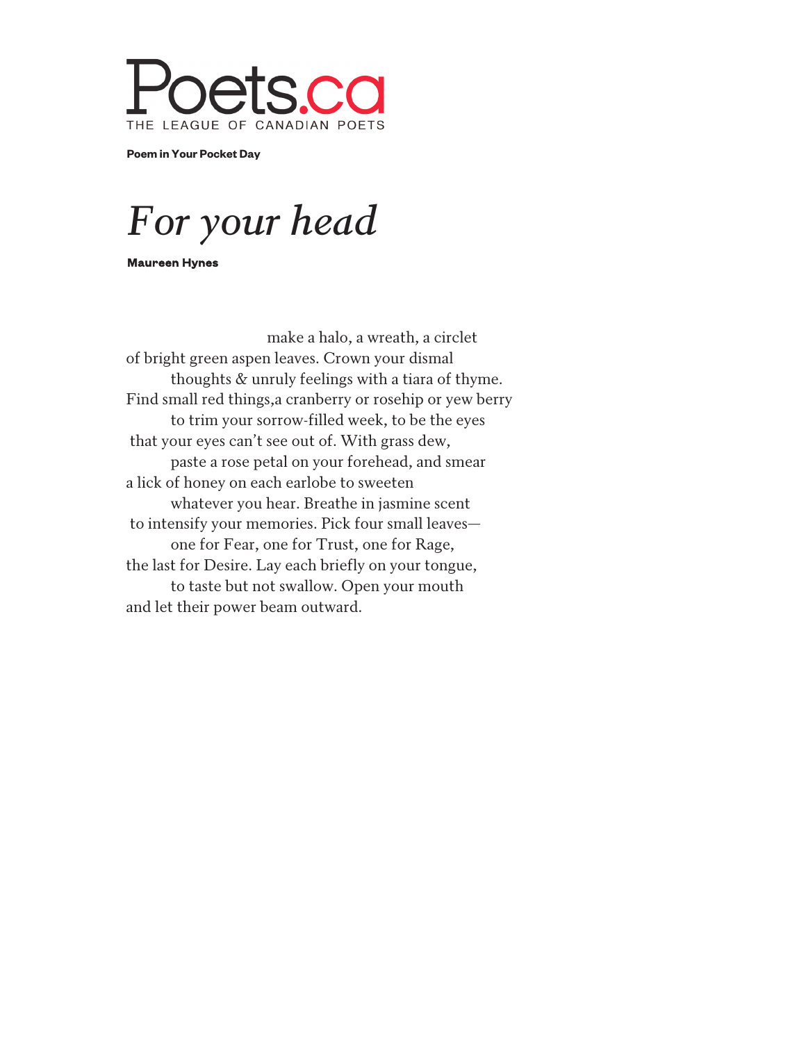Poets.ca
THE LEAGUE OF CANADIAN POETS

**Poem in Your Pocket Day**

# *For your head*

**Maureen Hynes**

make a halo, a wreath, a circlet  
of bright green aspen leaves. Crown your dismal  
thoughts & unruly feelings with a tiara of thyme.  
Find small red things,a cranberry or rosehip or yew berry  
to trim your sorrow-filled week, to be the eyes  
that your eyes can't see out of. With grass dew,  
paste a rose petal on your forehead, and smear  
a lick of honey on each earlobe to sweeten  
whatever you hear. Breathe in jasmine scent  
to intensify your memories. Pick four small leaves—  
one for Fear, one for Trust, one for Rage,  
the last for Desire. Lay each briefly on your tongue,  
to taste but not swallow. Open your mouth  
and let their power beam outward.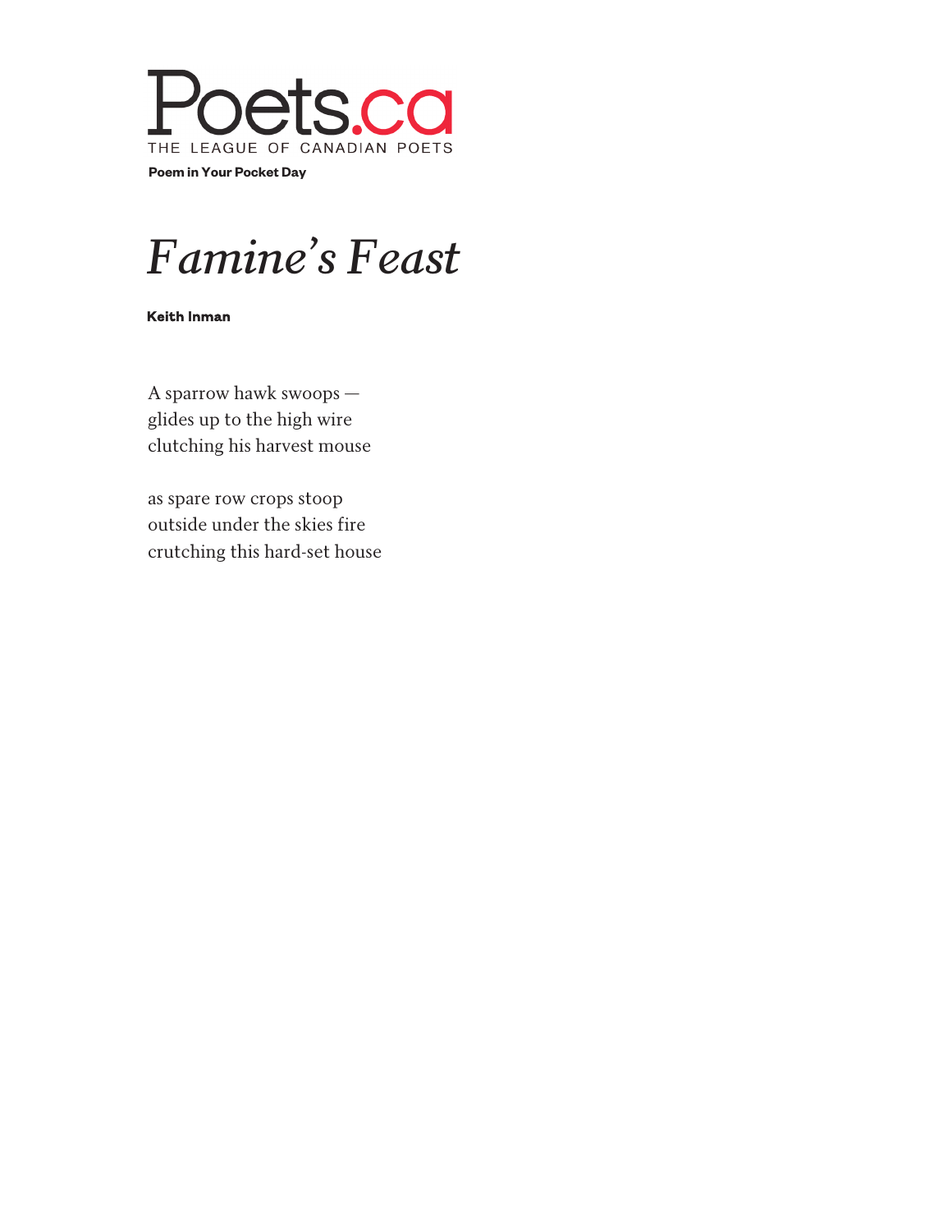Poets.ca
THE LEAGUE OF CANADIAN POETS

**Poem in Your Pocket Day**

# *Famine's Feast*

**Keith Inman**

A sparrow hawk swoops —  
glides up to the high wire  
clutching his harvest mouse

as spare row crops stoop  
outside under the skies fire  
crutching this hard-set house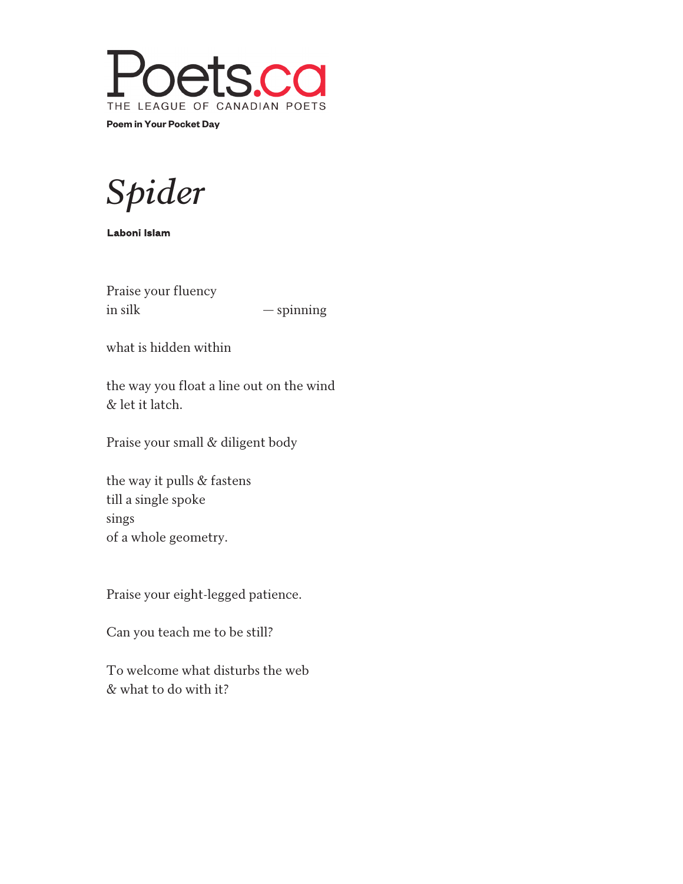Poets.ca

THE LEAGUE OF CANADIAN POETS

**Poem in Your Pocket Day**

# *Spider*

**Laboni Islam**

Praise your fluency
in silk                                  — spinning

what is hidden within

the way you float a line out on the wind
& let it latch.

Praise your small & diligent body

the way it pulls & fastens
till a single spoke
sings
of a whole geometry.

Praise your eight-legged patience.

Can you teach me to be still?

To welcome what disturbs the web
& what to do with it?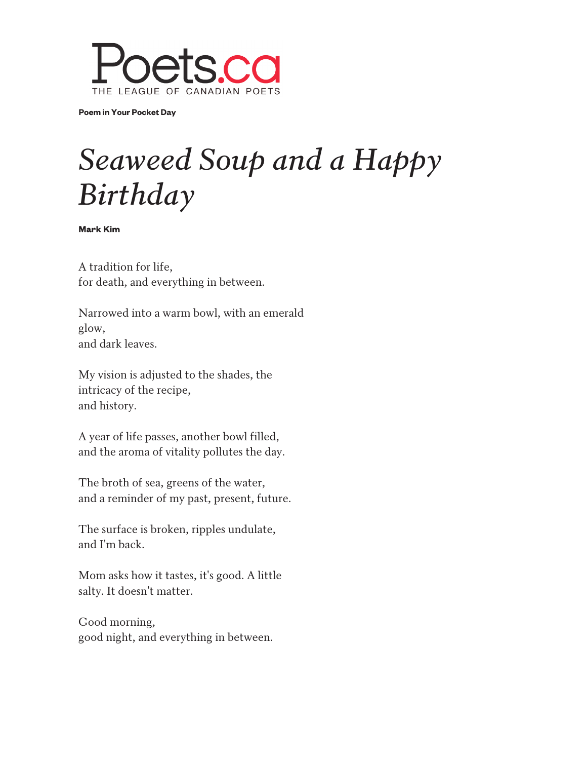**Poem in Your Pocket Day**

# *Seaweed Soup and a Happy Birthday*

**Mark Kim**

A tradition for life,
for death, and everything in between.

Narrowed into a warm bowl, with an emerald
glow,
and dark leaves.

My vision is adjusted to the shades, the
intricacy of the recipe,
and history.

A year of life passes, another bowl filled,
and the aroma of vitality pollutes the day.

The broth of sea, greens of the water,
and a reminder of my past, present, future.

The surface is broken, ripples undulate,
and I'm back.

Mom asks how it tastes, it's good. A little
salty. It doesn't matter.

Good morning,
good night, and everything in between.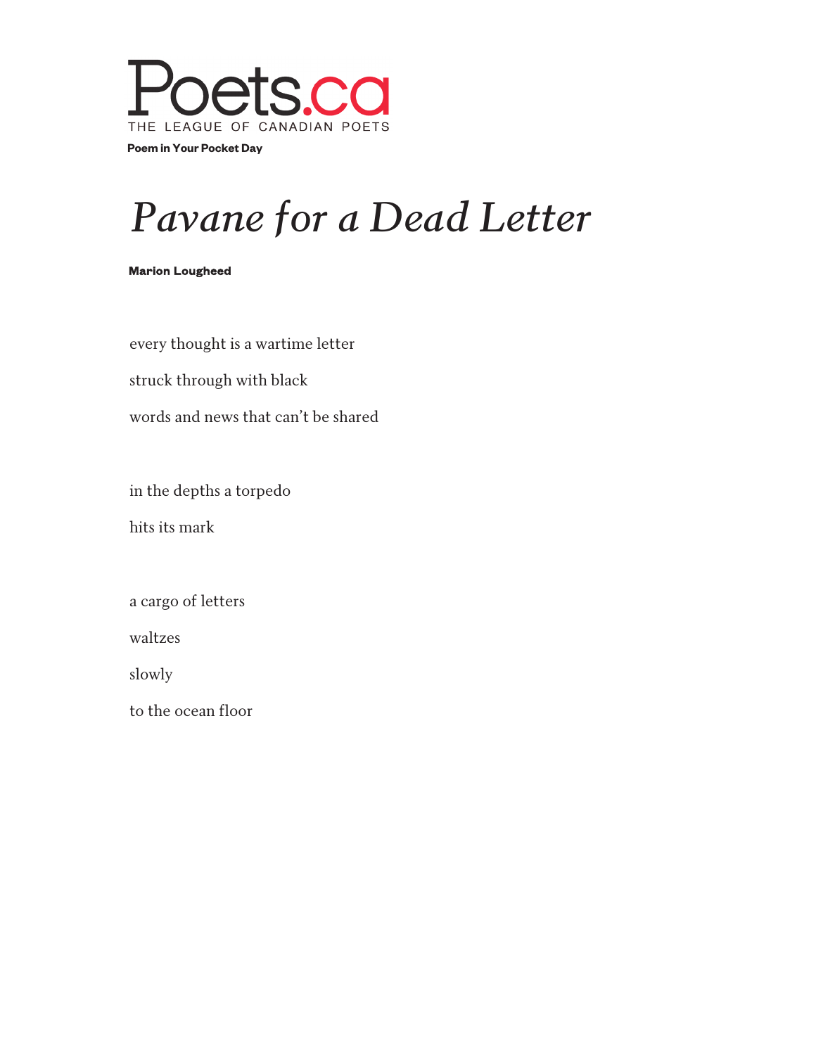Poets.ca
THE LEAGUE OF CANADIAN POETS

**Poem in Your Pocket Day**

# *Pavane for a Dead Letter*

**Marion Lougheed**

every thought is a wartime letter

struck through with black

words and news that can't be shared

in the depths a torpedo

hits its mark

a cargo of letters

waltzes

slowly

to the ocean floor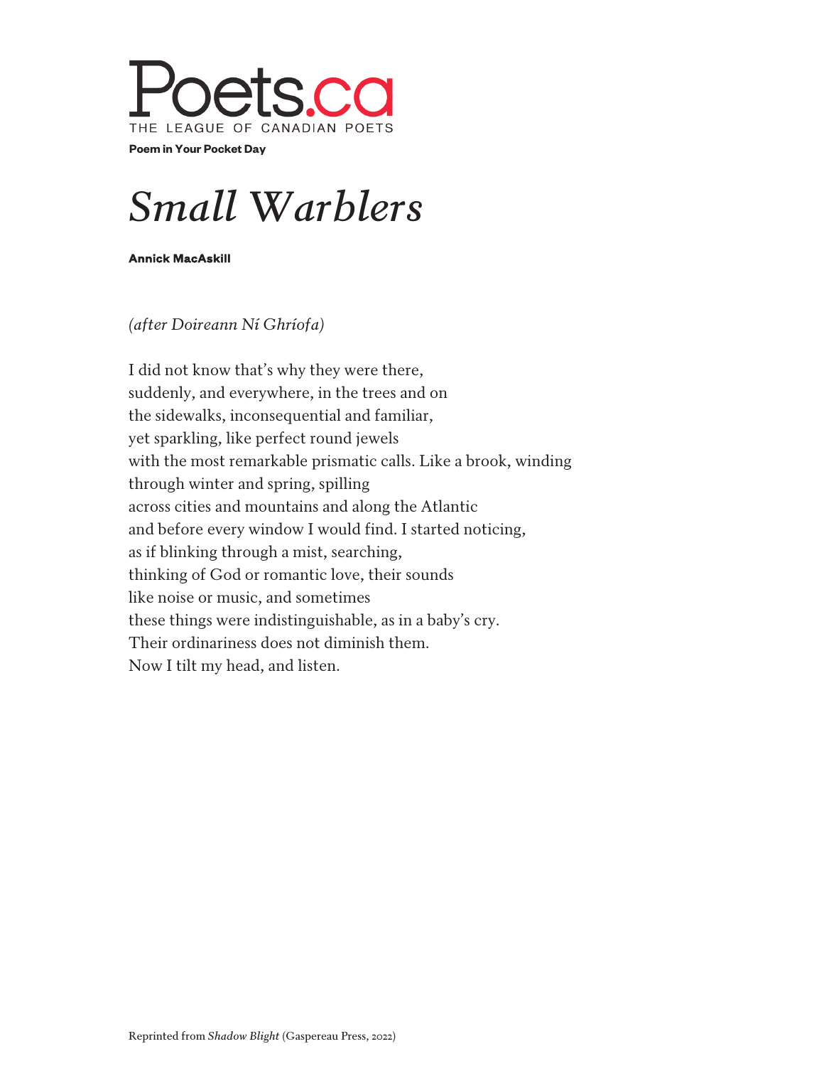Poets.ca
THE LEAGUE OF CANADIAN POETS

**Poem in Your Pocket Day**

# *Small Warblers*

**Annick MacAskill**

*(after Doireann Ní Ghríofa)*

I did not know that's why they were there,
suddenly, and everywhere, in the trees and on
the sidewalks, inconsequential and familiar,
yet sparkling, like perfect round jewels
with the most remarkable prismatic calls. Like a brook, winding
through winter and spring, spilling
across cities and mountains and along the Atlantic
and before every window I would find. I started noticing,
as if blinking through a mist, searching,
thinking of God or romantic love, their sounds
like noise or music, and sometimes
these things were indistinguishable, as in a baby's cry.
Their ordinariness does not diminish them.
Now I tilt my head, and listen.

Reprinted from *Shadow Blight* (Gaspereau Press, 2022)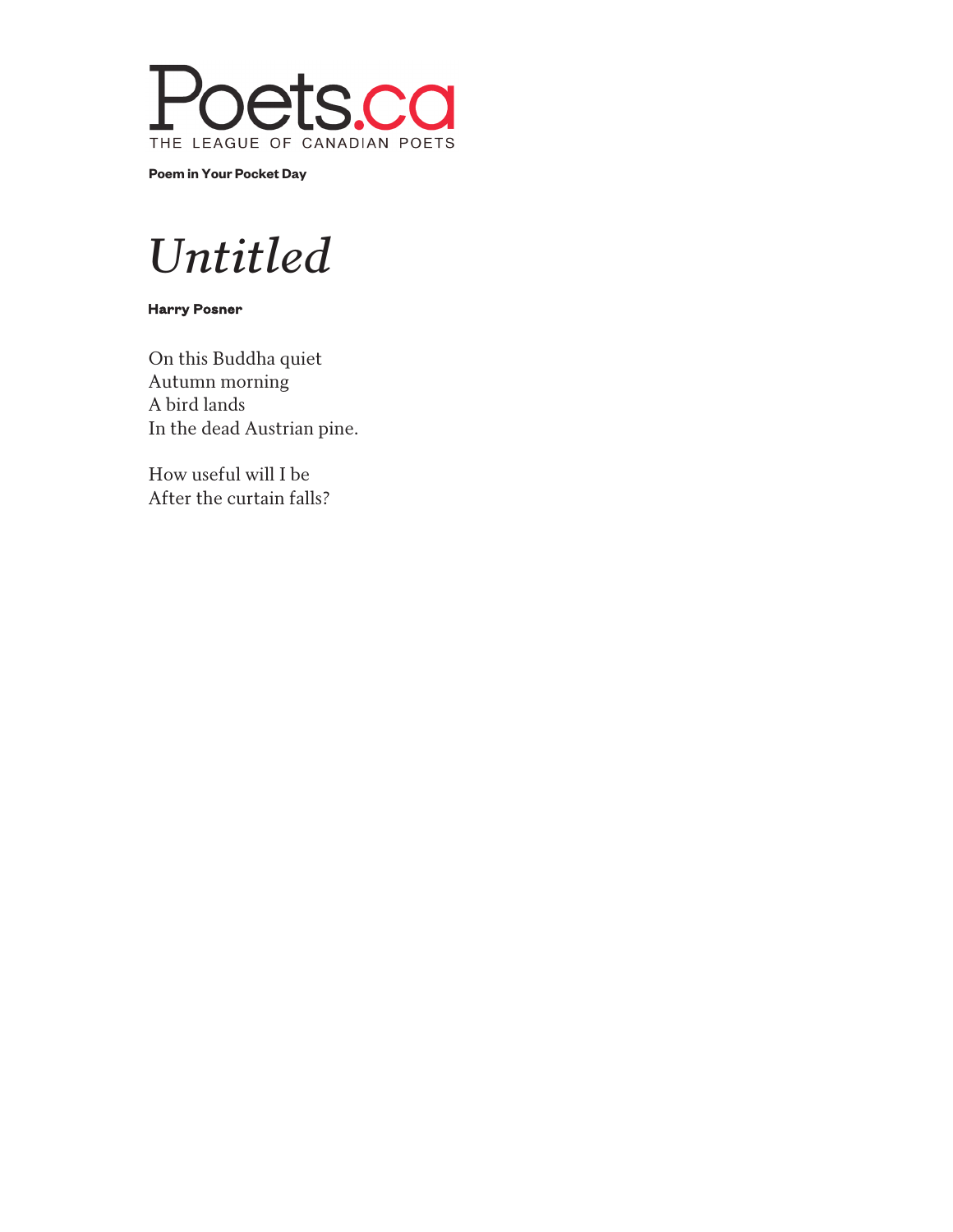Poets.ca
THE LEAGUE OF CANADIAN POETS

**Poem in Your Pocket Day**

# *Untitled*

**Harry Posner**

On this Buddha quiet  
Autumn morning  
A bird lands  
In the dead Austrian pine.

How useful will I be  
After the curtain falls?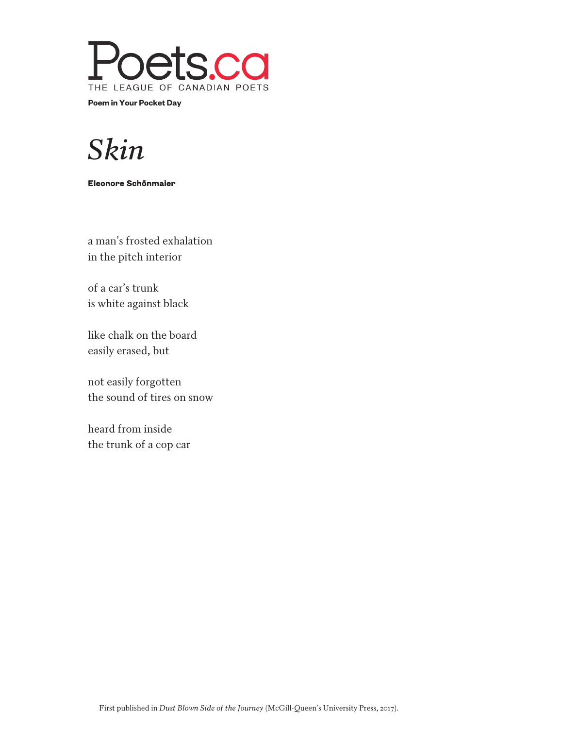Poets.ca
THE LEAGUE OF CANADIAN POETS

**Poem in Your Pocket Day**

# *Skin*

**Eleonore Schönmaier**

a man's frosted exhalation
in the pitch interior

of a car's trunk
is white against black

like chalk on the board
easily erased, but

not easily forgotten
the sound of tires on snow

heard from inside
the trunk of a cop car

First published in *Dust Blown Side of the Journey* (McGill-Queen's University Press, 2017).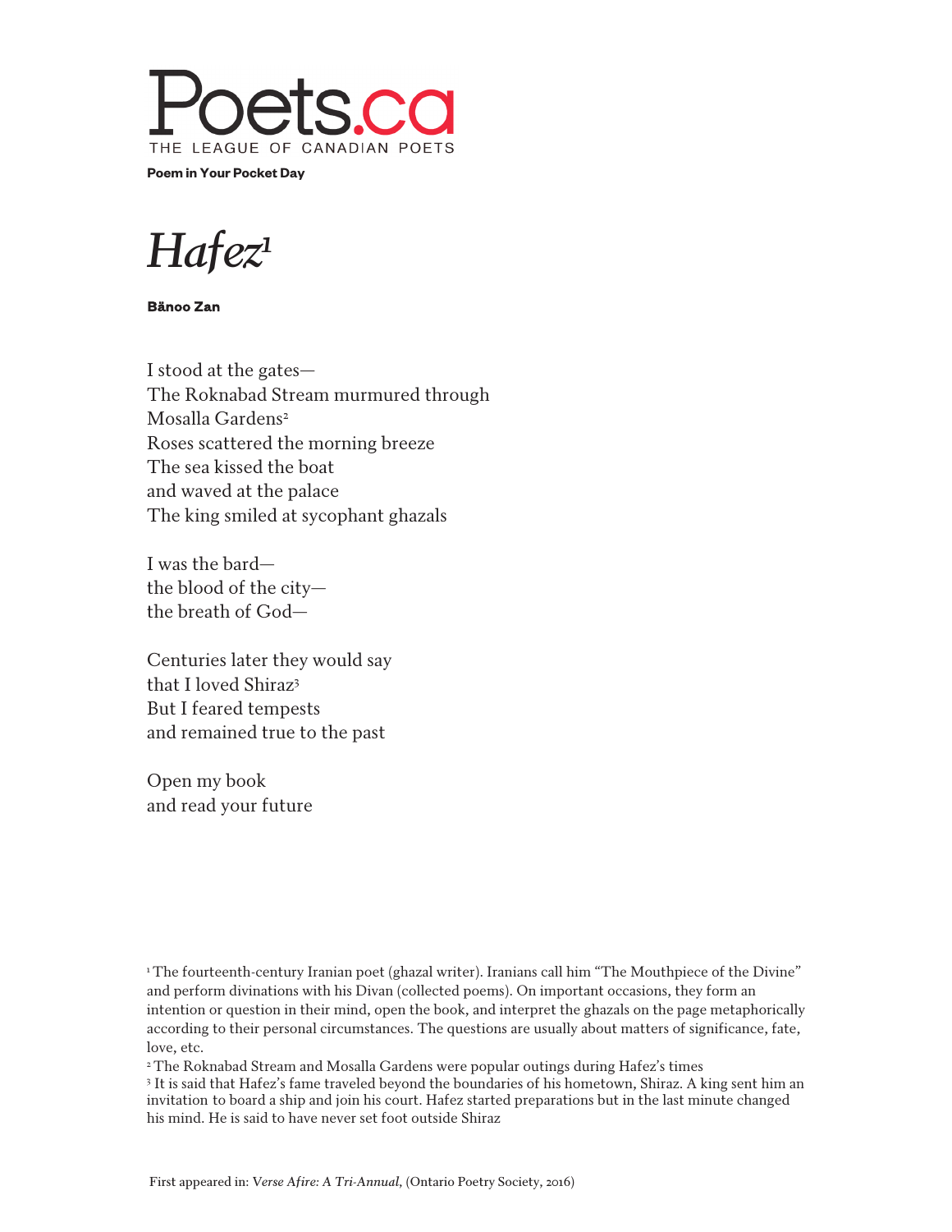# Poets.ca

THE LEAGUE OF CANADIAN POETS

**Poem in Your Pocket Day**

## *Hafez*[1]

**Bänoo Zan**

I stood at the gates—  
The Roknabad Stream murmured through  
Mosalla Gardens[2]  
Roses scattered the morning breeze  
The sea kissed the boat  
and waved at the palace  
The king smiled at sycophant ghazals

I was the bard—  
the blood of the city—  
the breath of God—

Centuries later they would say  
that I loved Shiraz[3]  
But I feared tempests  
and remained true to the past

Open my book  
and read your future

[1] The fourteenth-century Iranian poet (ghazal writer). Iranians call him "The Mouthpiece of the Divine" and perform divinations with his Divan (collected poems). On important occasions, they form an intention or question in their mind, open the book, and interpret the ghazals on the page metaphorically according to their personal circumstances. The questions are usually about matters of significance, fate, love, etc.

[2] The Roknabad Stream and Mosalla Gardens were popular outings during Hafez's times

[3] It is said that Hafez's fame traveled beyond the boundaries of his hometown, Shiraz. A king sent him an invitation to board a ship and join his court. Hafez started preparations but in the last minute changed his mind. He is said to have never set foot outside Shiraz

First appeared in: *Verse Afire: A Tri-Annual*, (Ontario Poetry Society, 2016)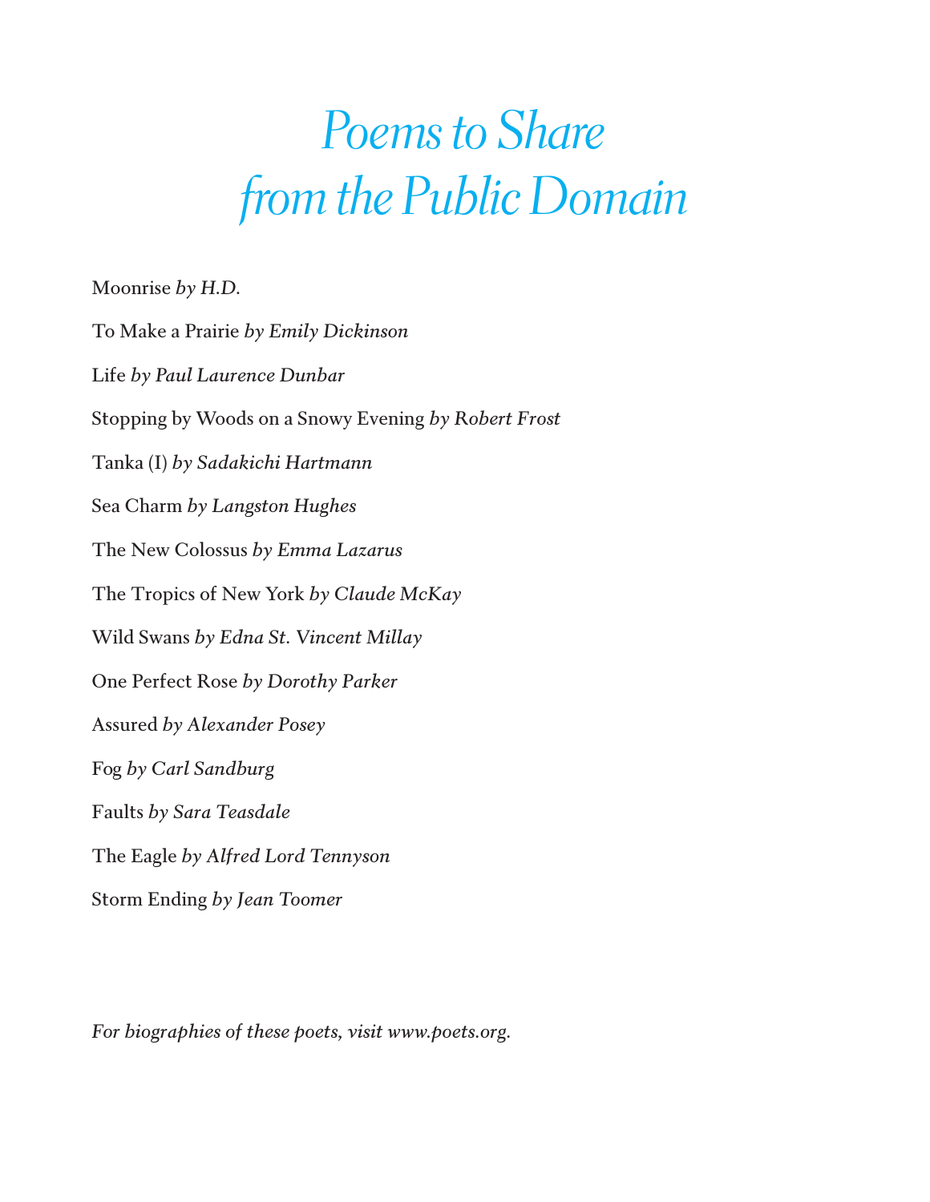# *Poems to Share from the Public Domain*

Moonrise *by H.D.*

To Make a Prairie *by Emily Dickinson*

Life *by Paul Laurence Dunbar*

Stopping by Woods on a Snowy Evening *by Robert Frost*

Tanka (I) *by Sadakichi Hartmann*

Sea Charm *by Langston Hughes*

The New Colossus *by Emma Lazarus*

The Tropics of New York *by Claude McKay*

Wild Swans *by Edna St. Vincent Millay*

One Perfect Rose *by Dorothy Parker*

Assured *by Alexander Posey*

Fog *by Carl Sandburg*

Faults *by Sara Teasdale*

The Eagle *by Alfred Lord Tennyson*

Storm Ending *by Jean Toomer*

*For biographies of these poets, visit www.poets.org.*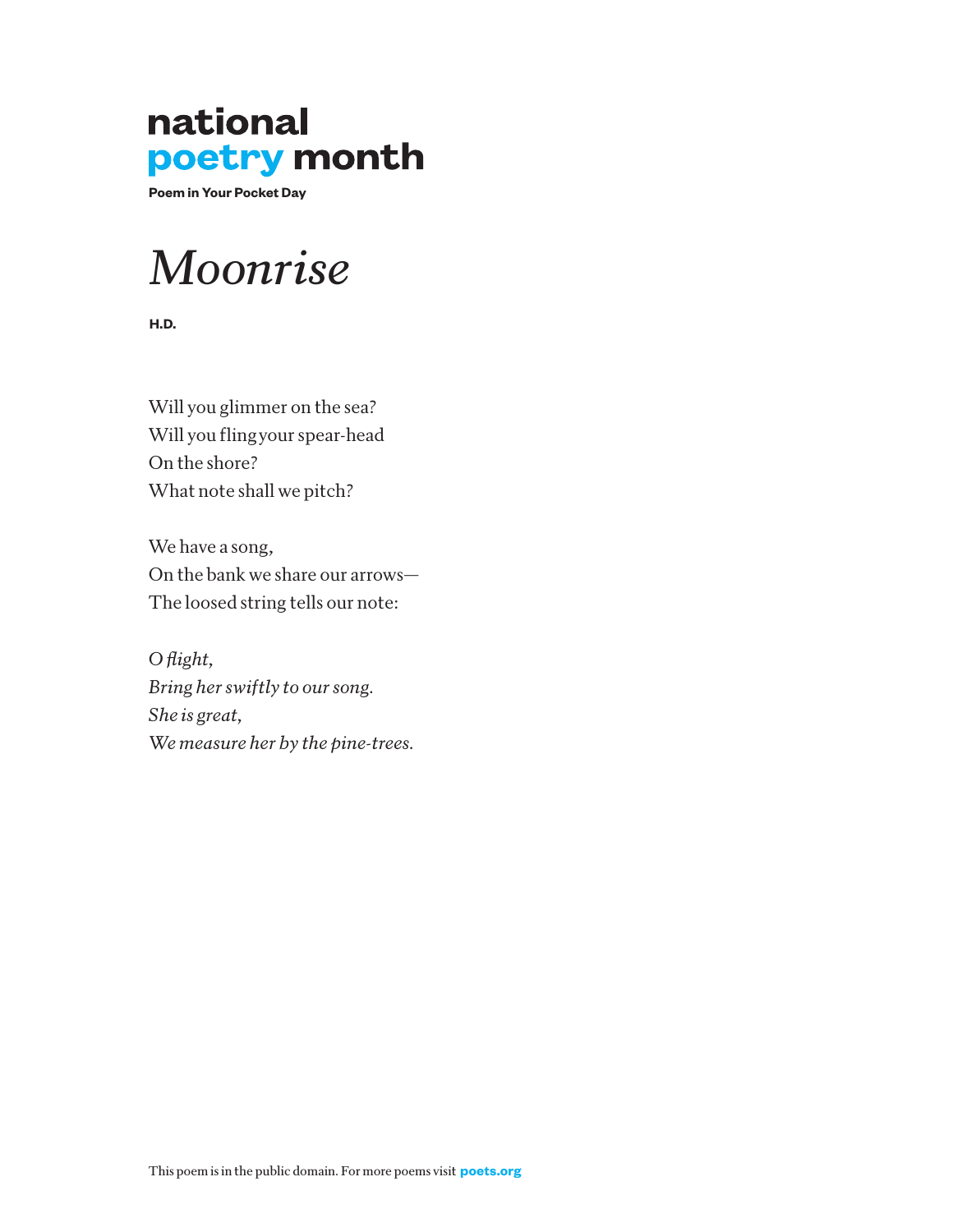**national**
**poetry month**

**Poem in Your Pocket Day**

# *Moonrise*

**H.D.**

Will you glimmer on the sea?
Will you fling your spear-head
On the shore?
What note shall we pitch?

We have a song,
On the bank we share our arrows—
The loosed string tells our note:

*O flight,*
*Bring her swiftly to our song.*
*She is great,*
*We measure her by the pine-trees.*

This poem is in the public domain. For more poems visit **poets.org**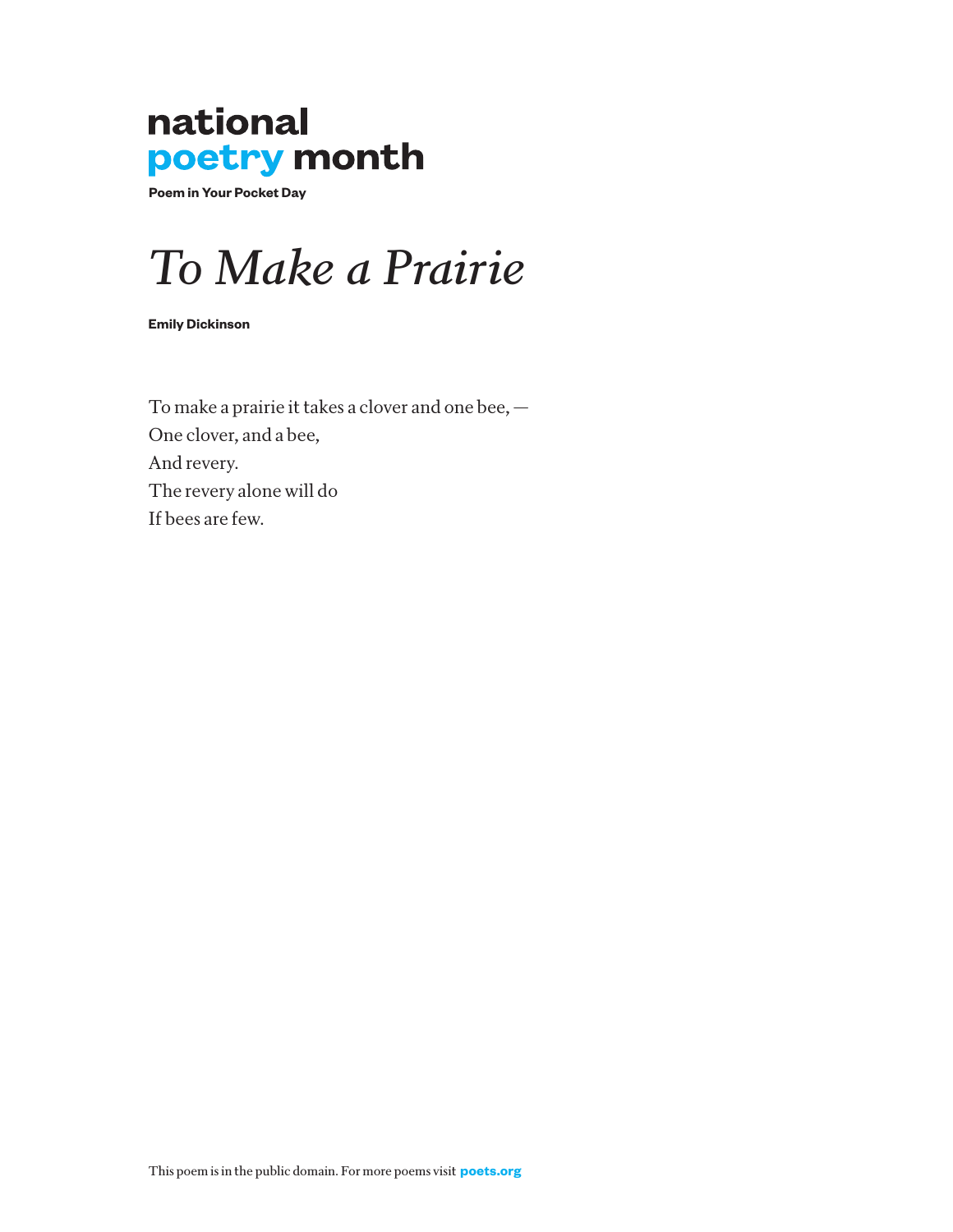**national poetry month**

**Poem in Your Pocket Day**

# *To Make a Prairie*

**Emily Dickinson**

To make a prairie it takes a clover and one bee, —  
One clover, and a bee,  
And revery.  
The revery alone will do  
If bees are few.

This poem is in the public domain. For more poems visit **poets.org**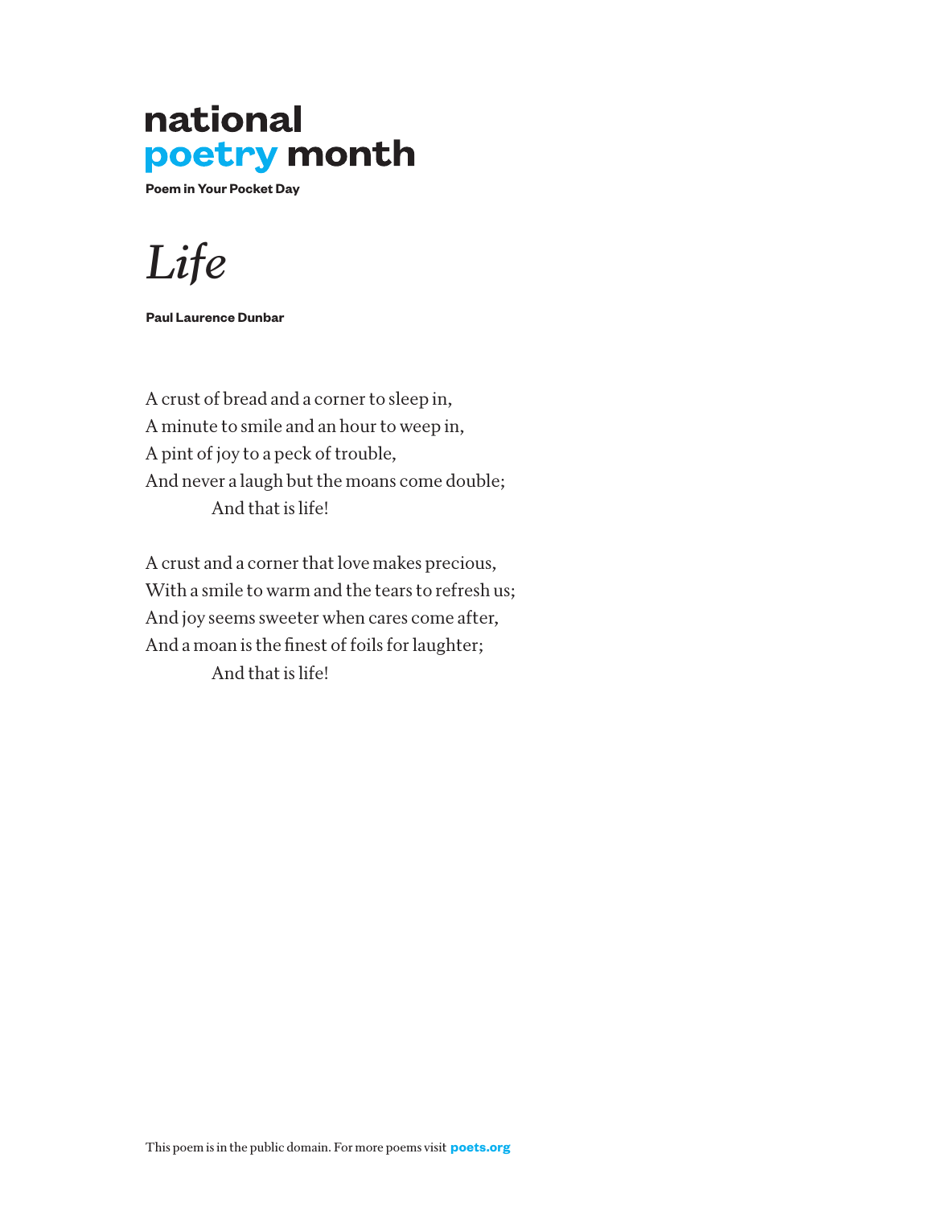**national poetry month**

**Poem in Your Pocket Day**

# *Life*

**Paul Laurence Dunbar**

A crust of bread and a corner to sleep in,  
A minute to smile and an hour to weep in,  
A pint of joy to a peck of trouble,  
And never a laugh but the moans come double;  
            And that is life!

A crust and a corner that love makes precious,  
With a smile to warm and the tears to refresh us;  
And joy seems sweeter when cares come after,  
And a moan is the finest of foils for laughter;  
            And that is life!

This poem is in the public domain. For more poems visit **poets.org**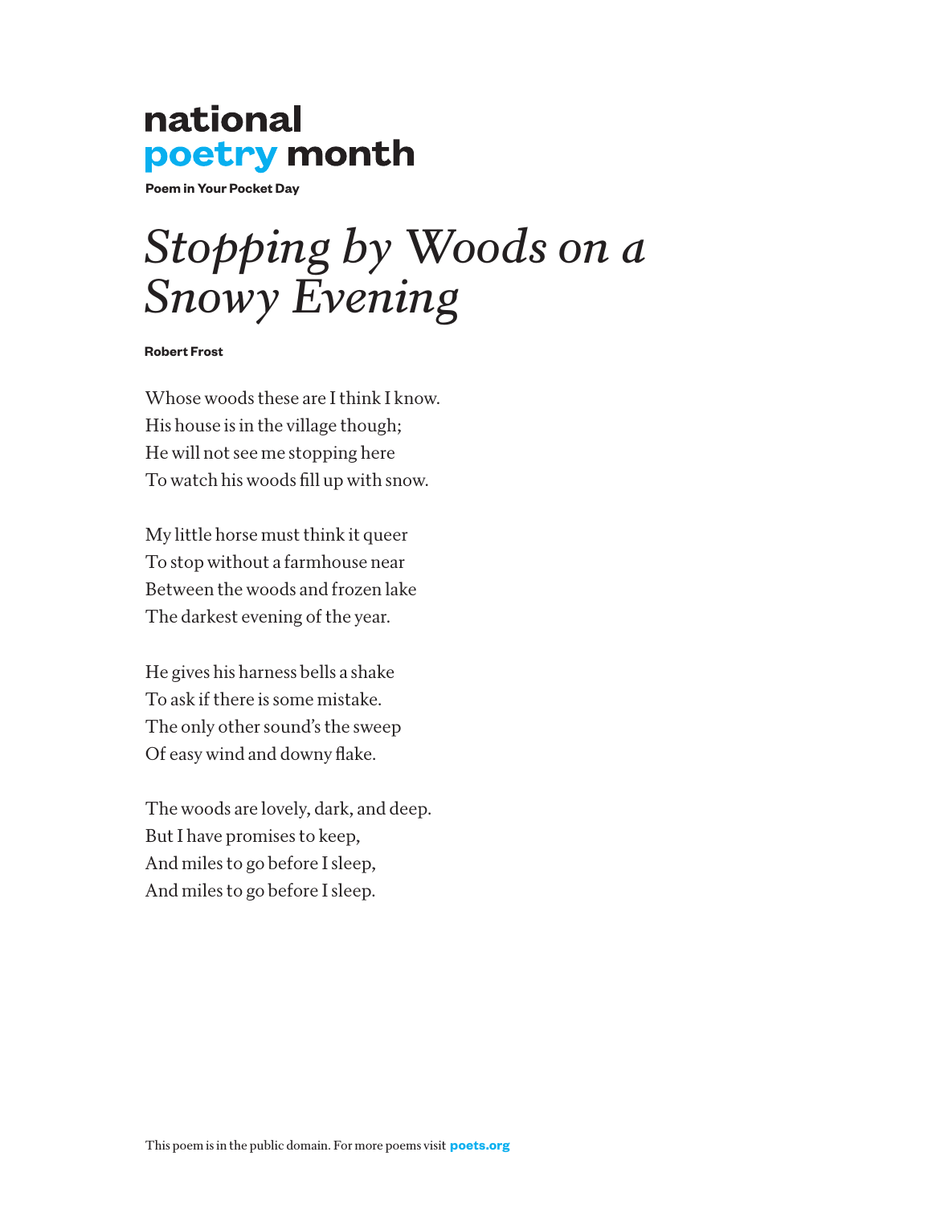**national**
**poetry month**

**Poem in Your Pocket Day**

# *Stopping by Woods on a Snowy Evening*

**Robert Frost**

Whose woods these are I think I know.
His house is in the village though;
He will not see me stopping here
To watch his woods fill up with snow.

My little horse must think it queer
To stop without a farmhouse near
Between the woods and frozen lake
The darkest evening of the year.

He gives his harness bells a shake
To ask if there is some mistake.
The only other sound's the sweep
Of easy wind and downy flake.

The woods are lovely, dark, and deep.
But I have promises to keep,
And miles to go before I sleep,
And miles to go before I sleep.

This poem is in the public domain. For more poems visit **poets.org**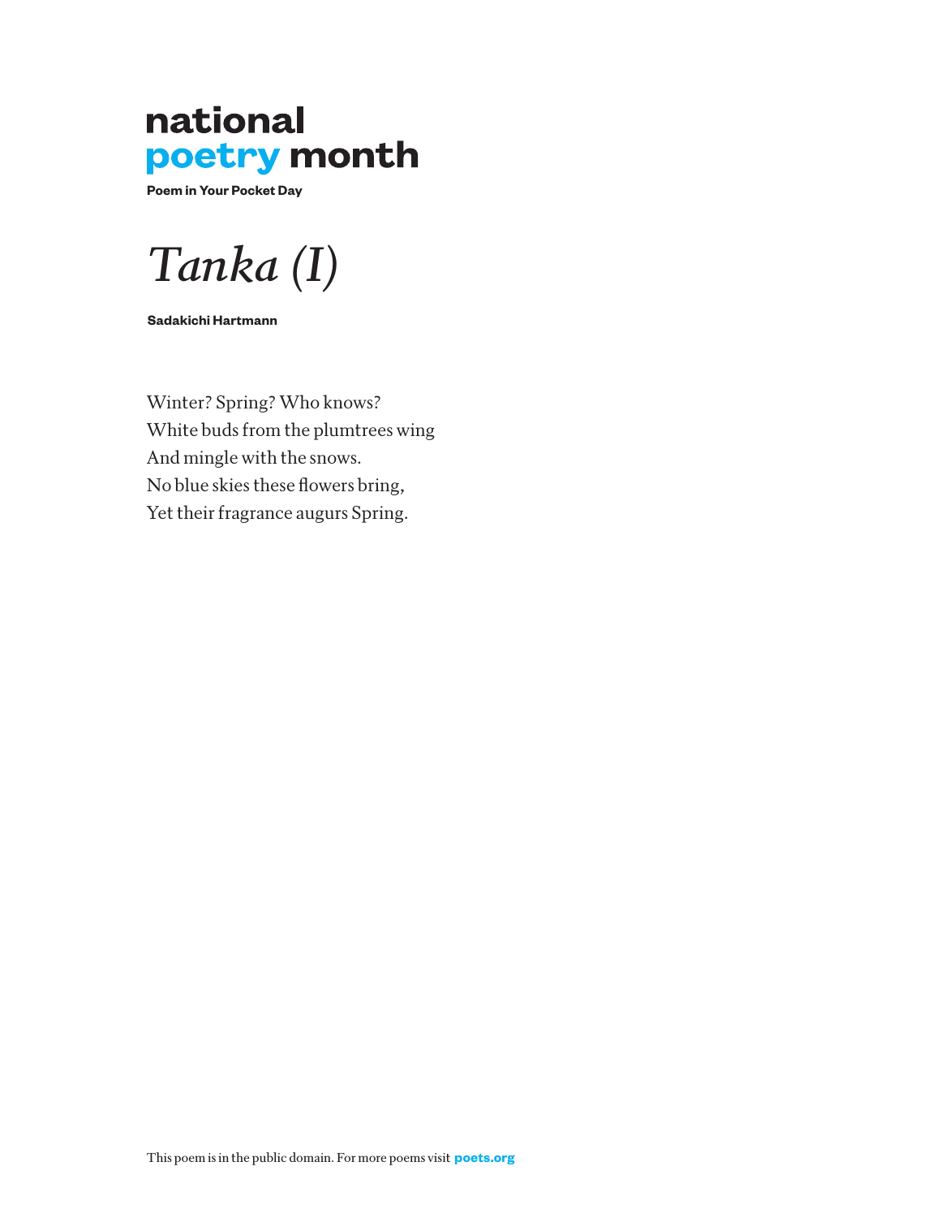national
poetry month

**Poem in Your Pocket Day**

# *Tanka (I)*

**Sadakichi Hartmann**

Winter? Spring? Who knows?
White buds from the plumtrees wing
And mingle with the snows.
No blue skies these flowers bring,
Yet their fragrance augurs Spring.

This poem is in the public domain. For more poems visit **poets.org**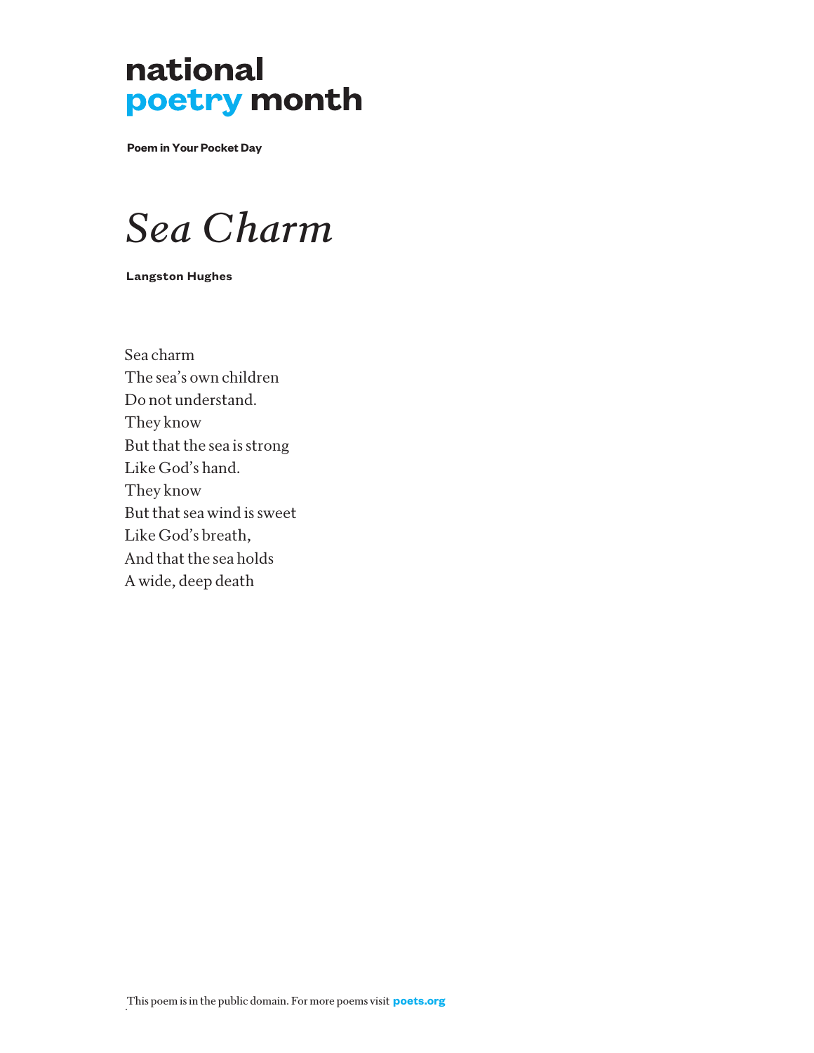**national**
**poetry month**

**Poem in Your Pocket Day**

# *Sea Charm*

**Langston Hughes**

Sea charm  
The sea's own children  
Do not understand.  
They know  
But that the sea is strong  
Like God's hand.  
They know  
But that sea wind is sweet  
Like God's breath,  
And that the sea holds  
A wide, deep death

This poem is in the public domain. For more poems visit **poets.org**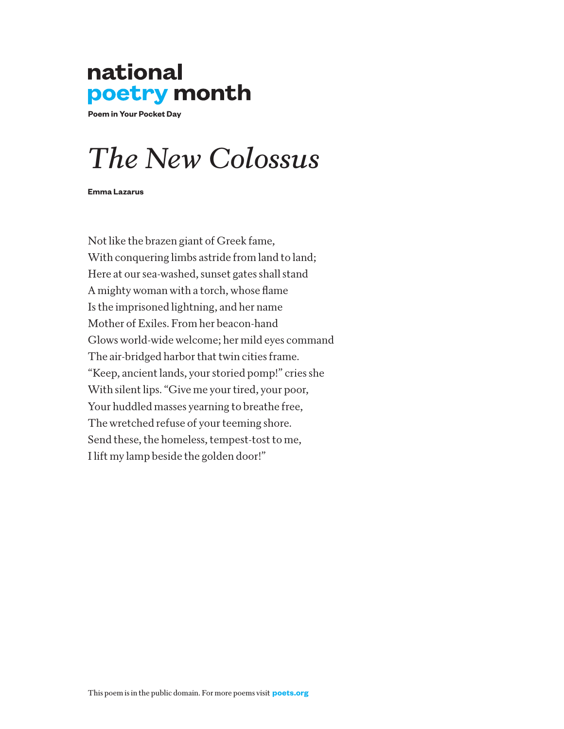**national poetry month**

**Poem in Your Pocket Day**

# *The New Colossus*

**Emma Lazarus**

Not like the brazen giant of Greek fame,
With conquering limbs astride from land to land;
Here at our sea-washed, sunset gates shall stand
A mighty woman with a torch, whose flame
Is the imprisoned lightning, and her name
Mother of Exiles. From her beacon-hand
Glows world-wide welcome; her mild eyes command
The air-bridged harbor that twin cities frame.
"Keep, ancient lands, your storied pomp!" cries she
With silent lips. "Give me your tired, your poor,
Your huddled masses yearning to breathe free,
The wretched refuse of your teeming shore.
Send these, the homeless, tempest-tost to me,
I lift my lamp beside the golden door!"

This poem is in the public domain. For more poems visit **poets.org**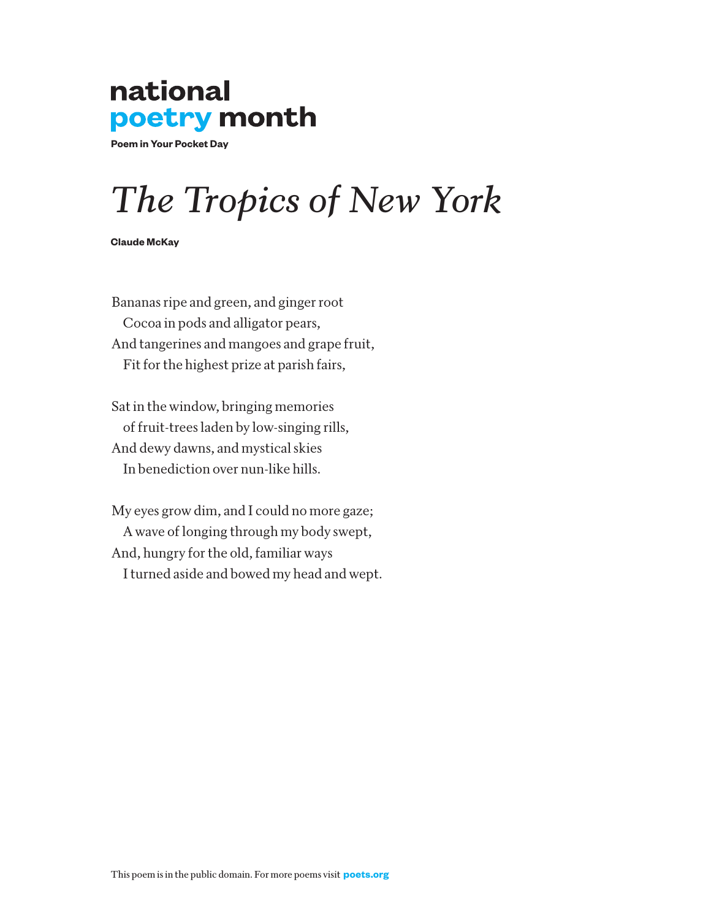**national**
**poetry month**

**Poem in Your Pocket Day**

# *The Tropics of New York*

**Claude McKay**

Bananas ripe and green, and ginger root  
   Cocoa in pods and alligator pears,  
And tangerines and mangoes and grape fruit,  
   Fit for the highest prize at parish fairs,

Sat in the window, bringing memories  
   of fruit-trees laden by low-singing rills,  
And dewy dawns, and mystical skies  
   In benediction over nun-like hills.

My eyes grow dim, and I could no more gaze;  
   A wave of longing through my body swept,  
And, hungry for the old, familiar ways  
   I turned aside and bowed my head and wept.

This poem is in the public domain. For more poems visit **poets.org**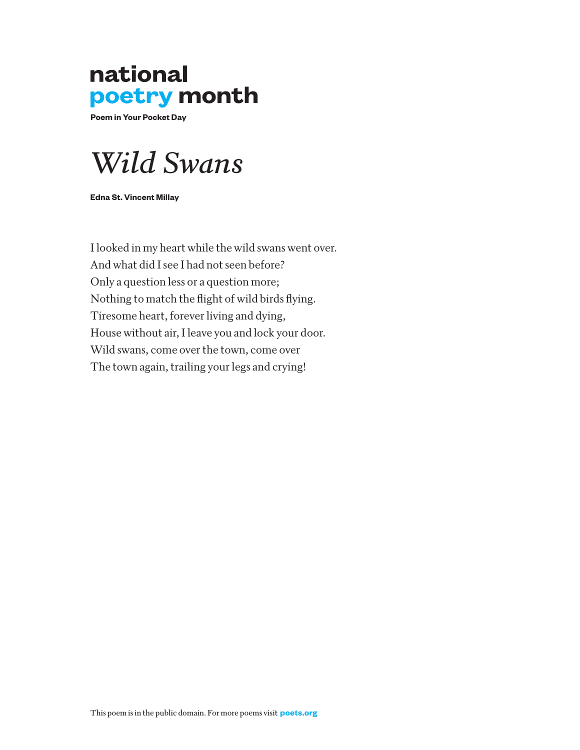national
poetry month

**Poem in Your Pocket Day**

# *Wild Swans*

**Edna St. Vincent Millay**

I looked in my heart while the wild swans went over.
And what did I see I had not seen before?
Only a question less or a question more;
Nothing to match the flight of wild birds flying.
Tiresome heart, forever living and dying,
House without air, I leave you and lock your door.
Wild swans, come over the town, come over
The town again, trailing your legs and crying!

This poem is in the public domain. For more poems visit **poets.org**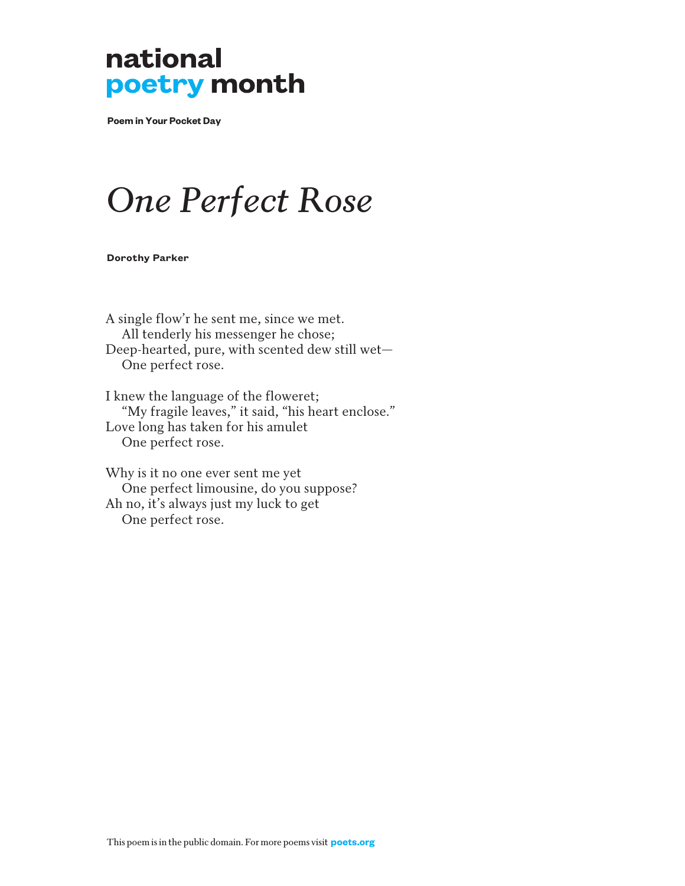**national**
**poetry month**

**Poem in Your Pocket Day**

# *One Perfect Rose*

**Dorothy Parker**

A single flow’r he sent me, since we met.
    All tenderly his messenger he chose;
Deep-hearted, pure, with scented dew still wet—
    One perfect rose.

I knew the language of the floweret;
    “My fragile leaves,” it said, “his heart enclose.”
Love long has taken for his amulet
    One perfect rose.

Why is it no one ever sent me yet
    One perfect limousine, do you suppose?
Ah no, it’s always just my luck to get
    One perfect rose.

This poem is in the public domain. For more poems visit **poets.org**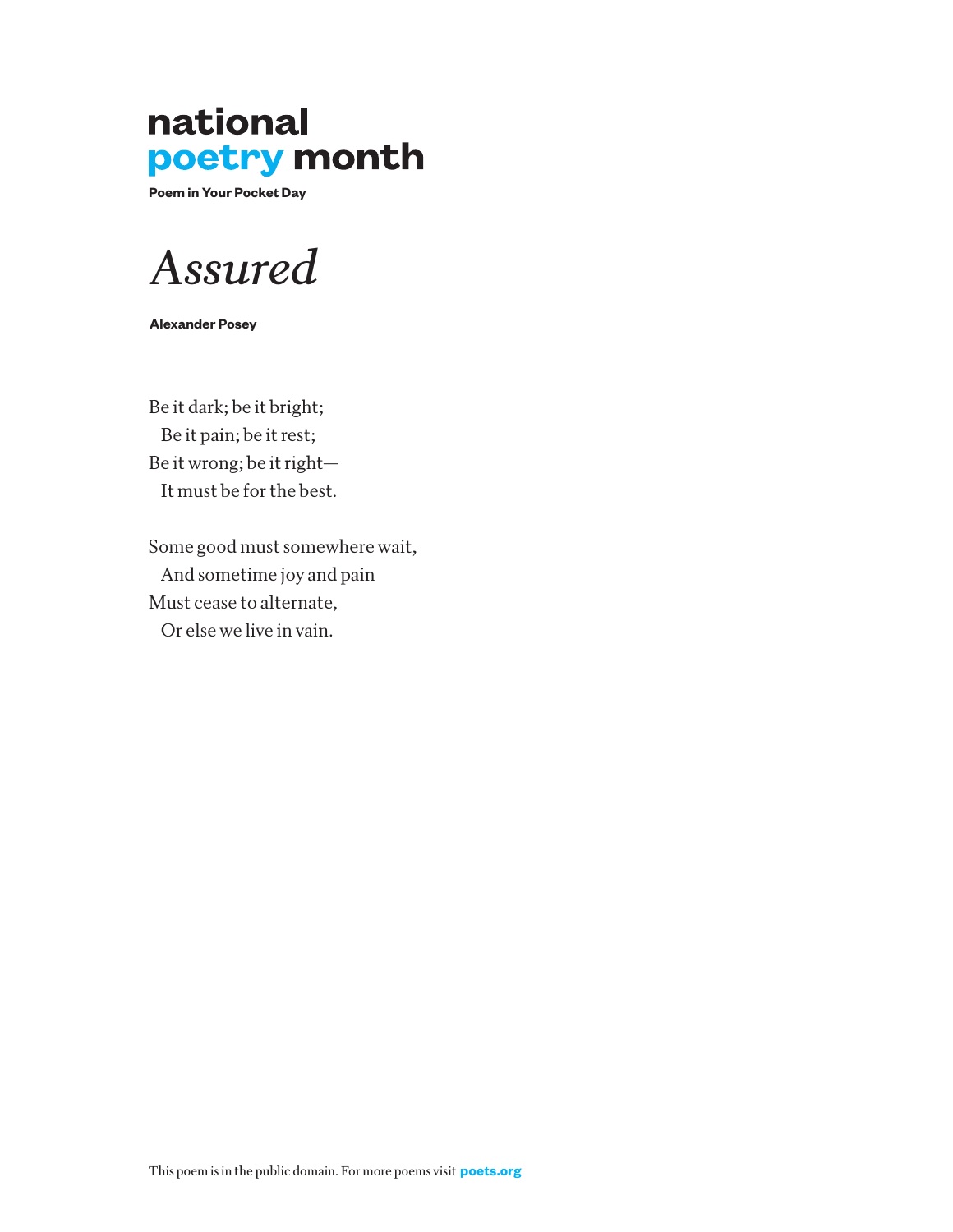**national**
**poetry month**

**Poem in Your Pocket Day**

# *Assured*

**Alexander Posey**

Be it dark; be it bright;
  Be it pain; be it rest;
Be it wrong; be it right—
  It must be for the best.

Some good must somewhere wait,
  And sometime joy and pain
Must cease to alternate,
  Or else we live in vain.

This poem is in the public domain. For more poems visit **poets.org**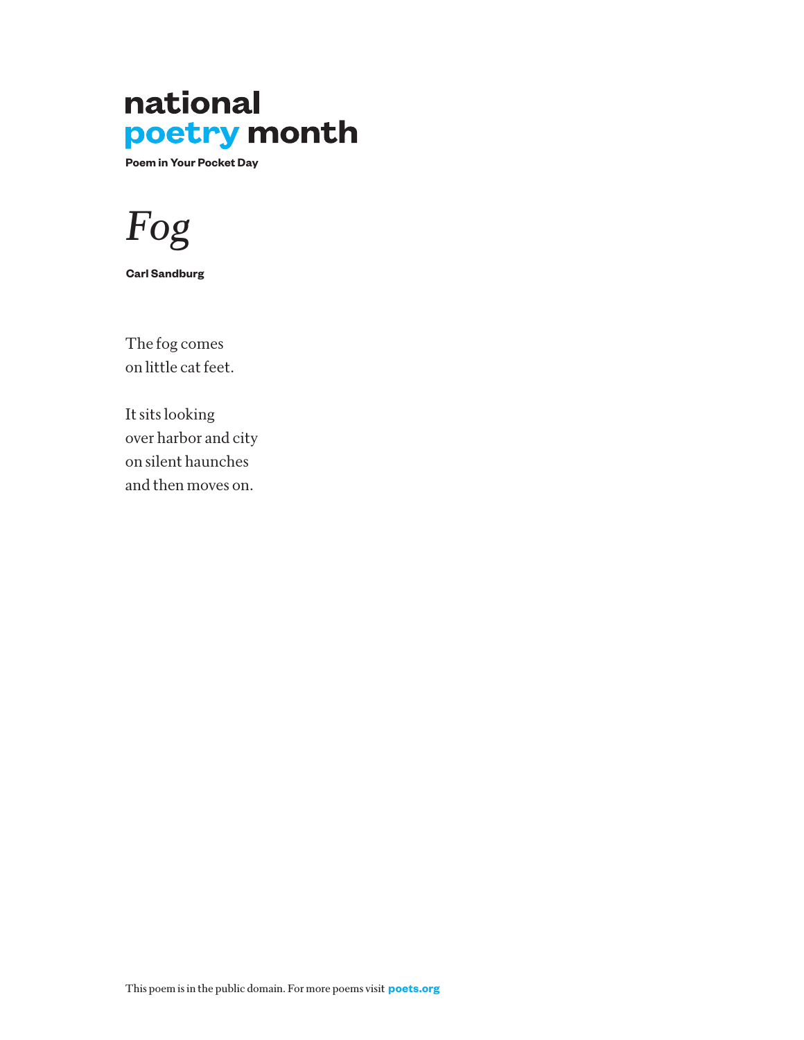**national**
**poetry month**

**Poem in Your Pocket Day**

# *Fog*

**Carl Sandburg**

The fog comes
on little cat feet.

It sits looking
over harbor and city
on silent haunches
and then moves on.

This poem is in the public domain. For more poems visit **poets.org**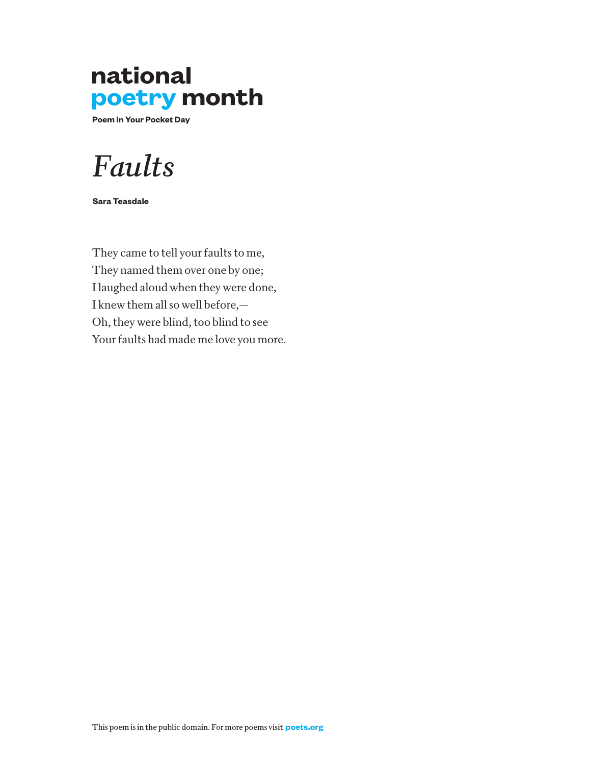**national**
**poetry month**

**Poem in Your Pocket Day**

# *Faults*

**Sara Teasdale**

They came to tell your faults to me,
They named them over one by one;
I laughed aloud when they were done,
I knew them all so well before,—
Oh, they were blind, too blind to see
Your faults had made me love you more.

This poem is in the public domain. For more poems visit **poets.org**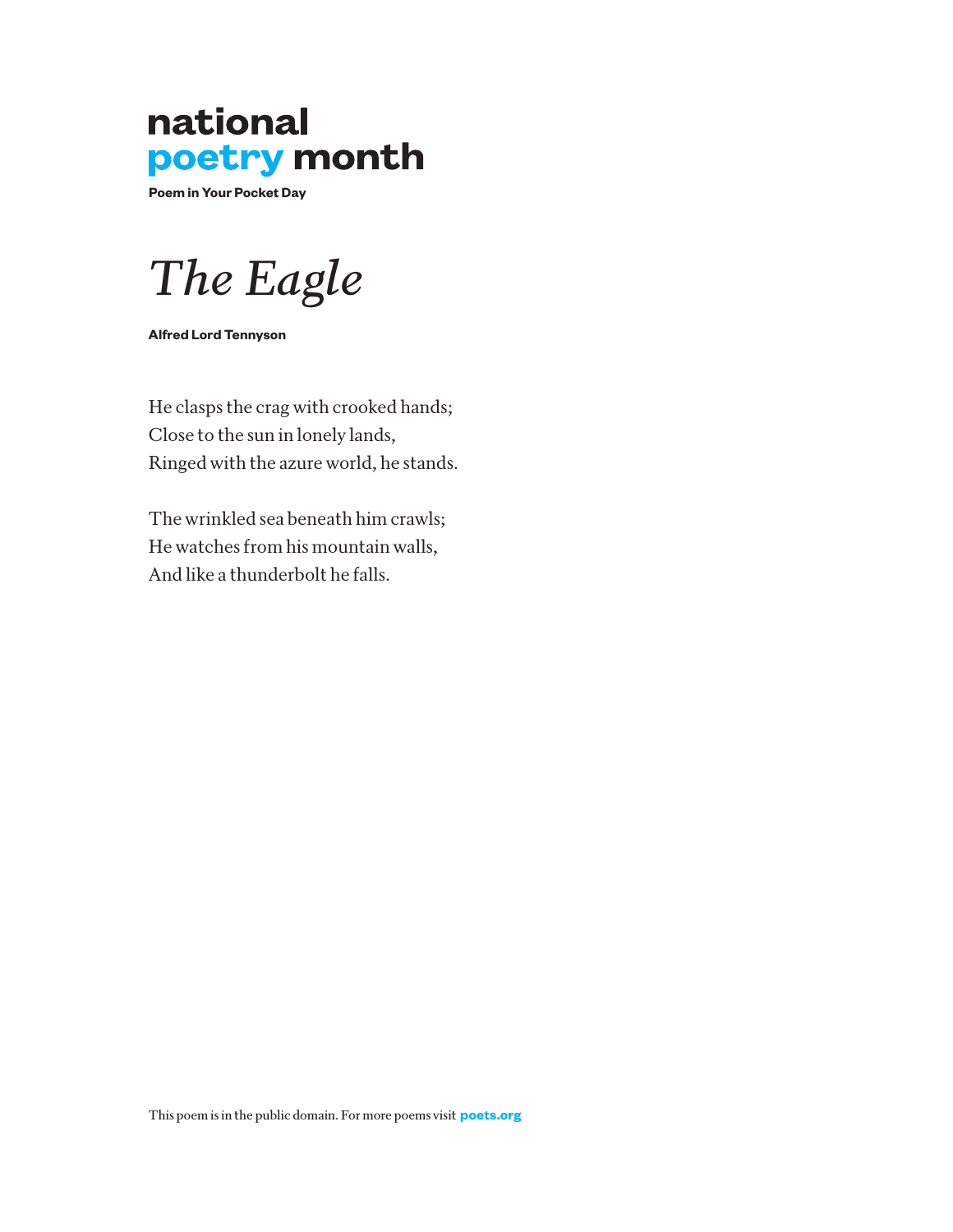**national**
**poetry month**

**Poem in Your Pocket Day**

# *The Eagle*

**Alfred Lord Tennyson**

He clasps the crag with crooked hands;
Close to the sun in lonely lands,
Ringed with the azure world, he stands.

The wrinkled sea beneath him crawls;
He watches from his mountain walls,
And like a thunderbolt he falls.

This poem is in the public domain. For more poems visit **poets.org**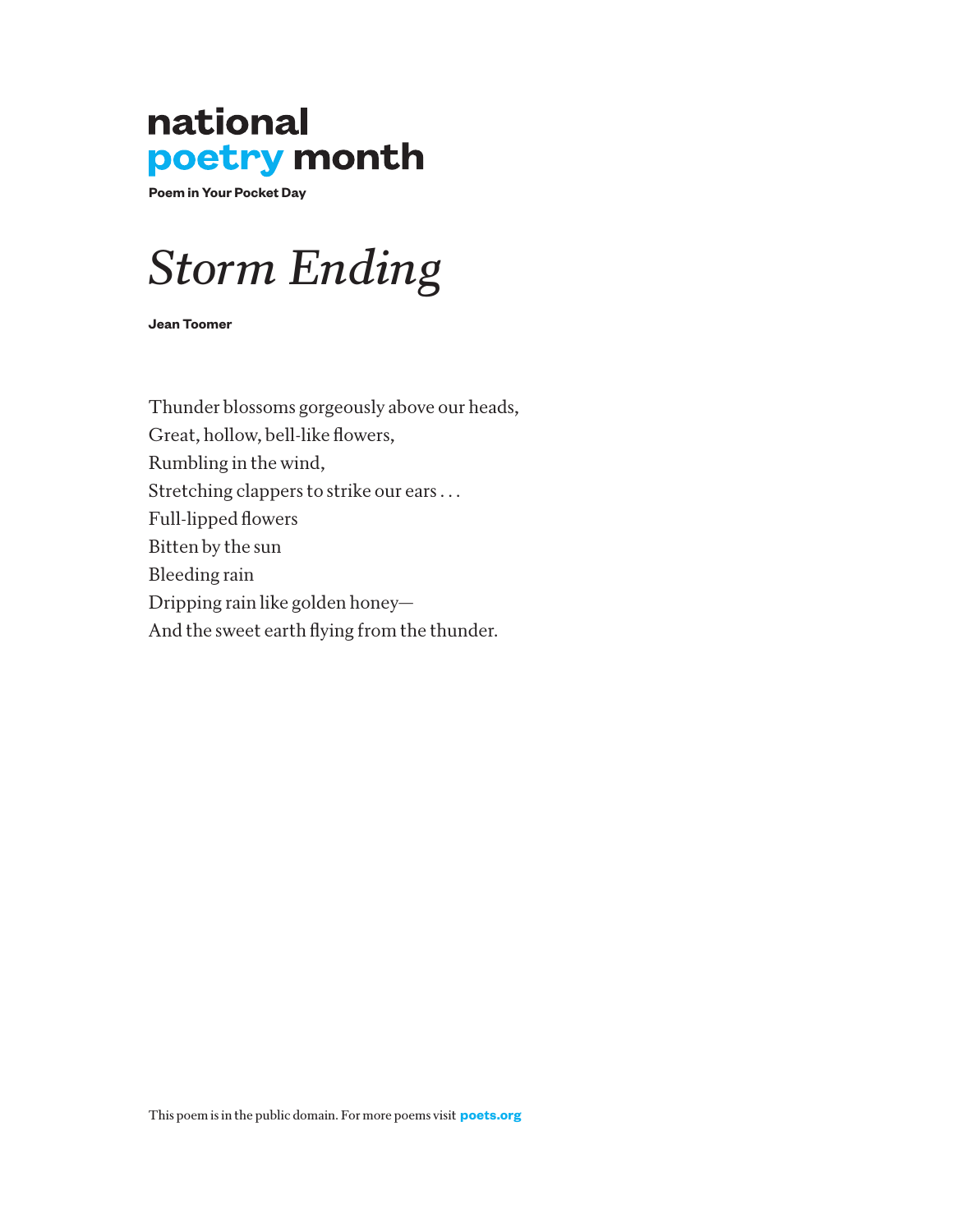**national poetry month**

**Poem in Your Pocket Day**

# *Storm Ending*

**Jean Toomer**

Thunder blossoms gorgeously above our heads,
Great, hollow, bell-like flowers,
Rumbling in the wind,
Stretching clappers to strike our ears . . .
Full-lipped flowers
Bitten by the sun
Bleeding rain
Dripping rain like golden honey—
And the sweet earth flying from the thunder.

This poem is in the public domain. For more poems visit **poets.org**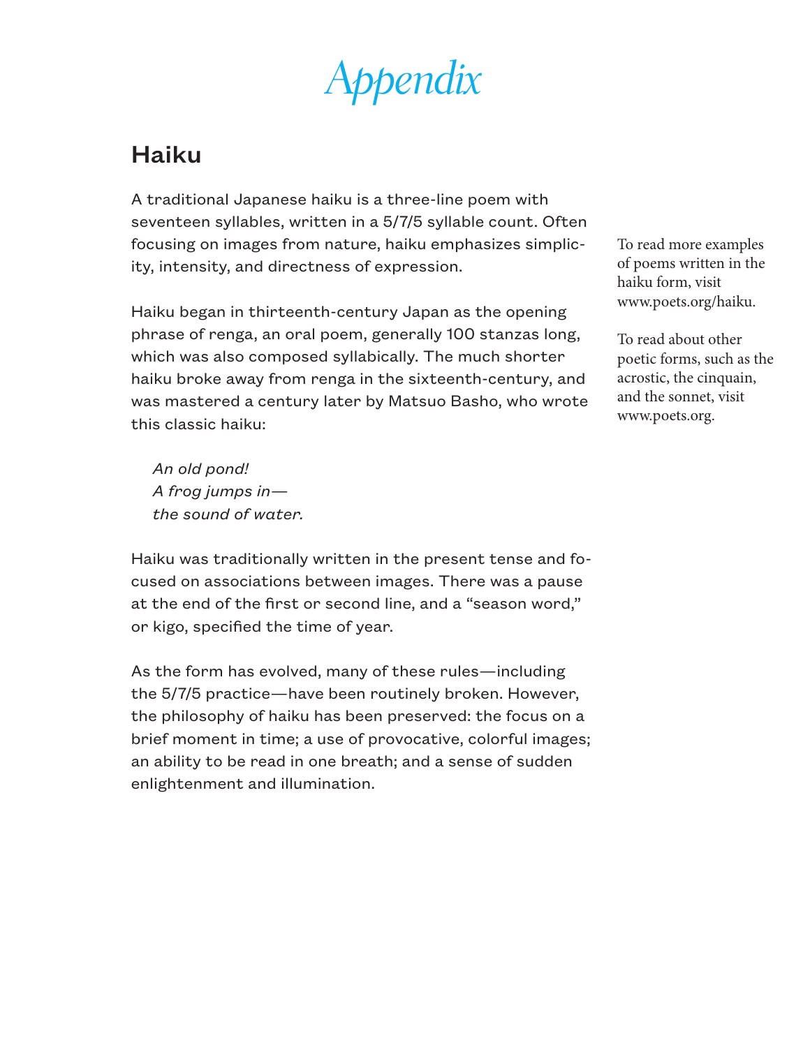# *Appendix*

## Haiku

A traditional Japanese haiku is a three-line poem with seventeen syllables, written in a 5/7/5 syllable count. Often focusing on images from nature, haiku emphasizes simplicity, intensity, and directness of expression.

Haiku began in thirteenth-century Japan as the opening phrase of renga, an oral poem, generally 100 stanzas long, which was also composed syllabically. The much shorter haiku broke away from renga in the sixteenth-century, and was mastered a century later by Matsuo Basho, who wrote this classic haiku:

> *An old pond!*
> *A frog jumps in—*
> *the sound of water.*

Haiku was traditionally written in the present tense and focused on associations between images. There was a pause at the end of the first or second line, and a "season word," or kigo, specified the time of year.

As the form has evolved, many of these rules—including the 5/7/5 practice—have been routinely broken. However, the philosophy of haiku has been preserved: the focus on a brief moment in time; a use of provocative, colorful images; an ability to be read in one breath; and a sense of sudden enlightenment and illumination.

To read more examples of poems written in the haiku form, visit www.poets.org/haiku.

To read about other poetic forms, such as the acrostic, the cinquain, and the sonnet, visit www.poets.org.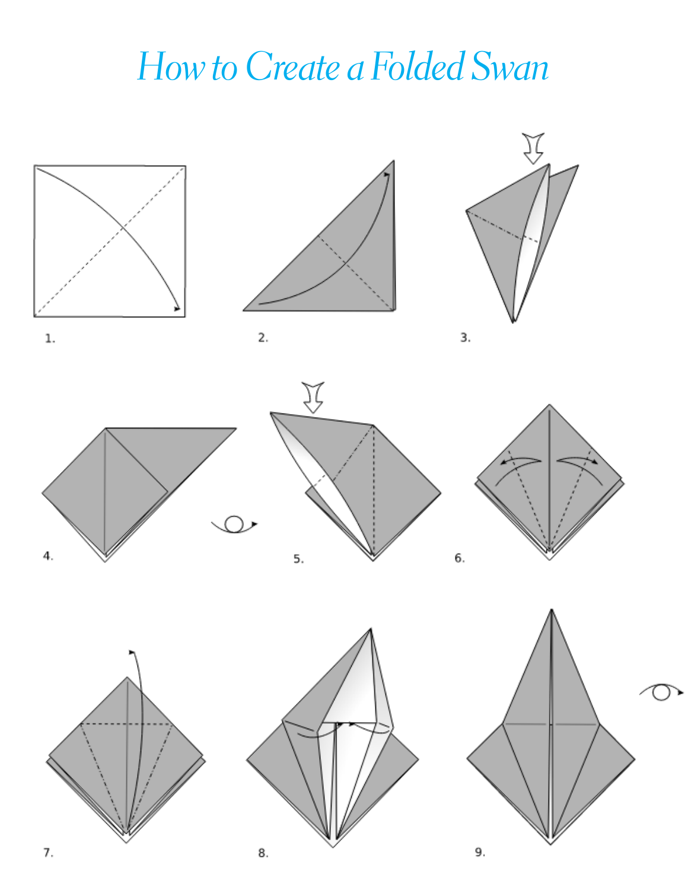# How to Create a Folded Swan

1.

2.

3.

4.

5.

6.

7.

8.

9.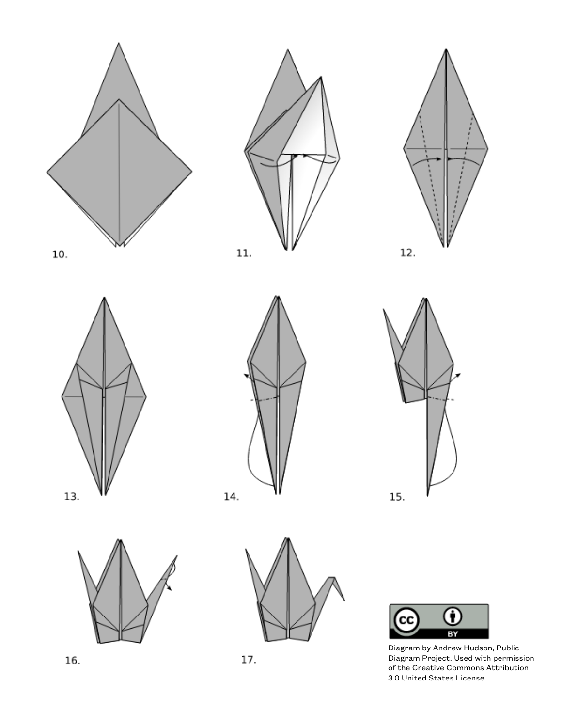10.

11.

12.

13.

14.

15.

16.

17.

Diagram by Andrew Hudson, Public Diagram Project. Used with permission of the Creative Commons Attribution 3.0 United States License.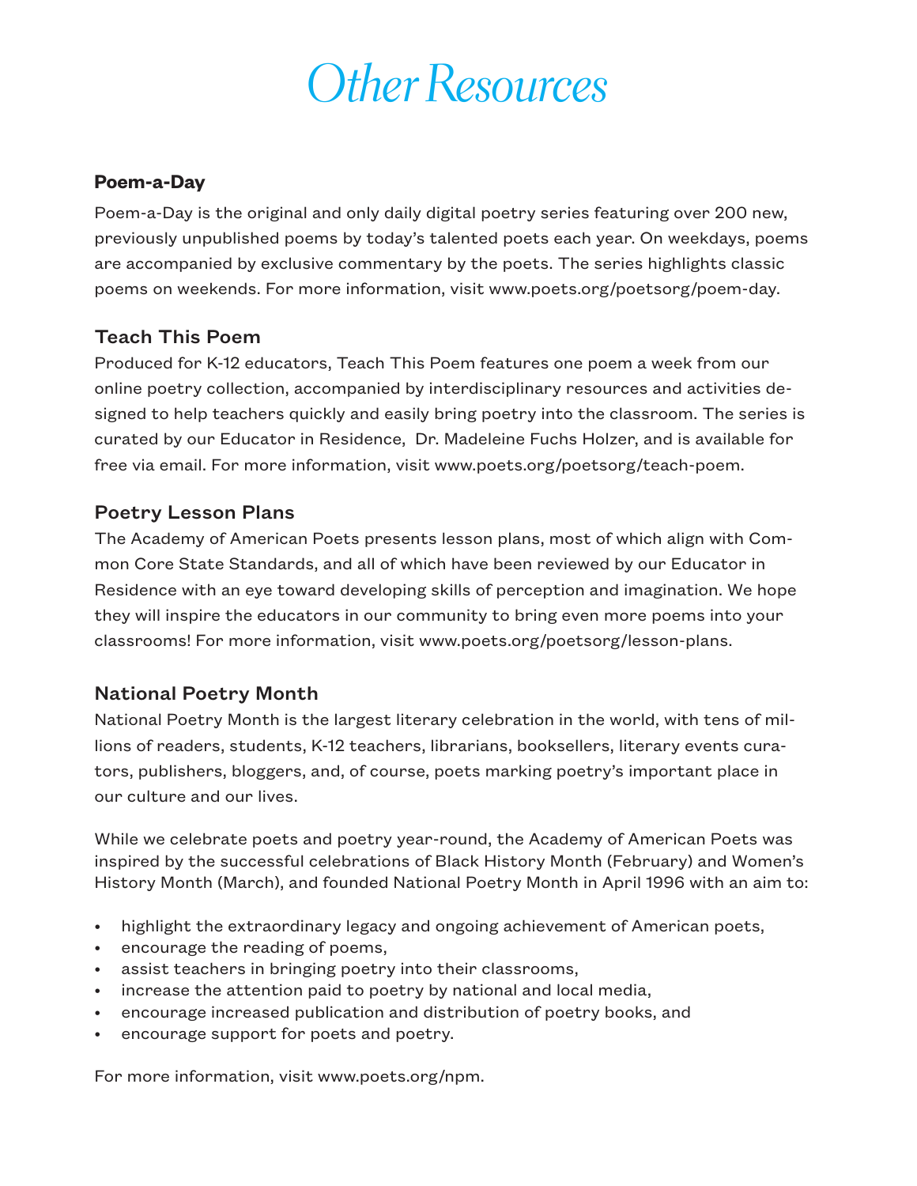# Other Resources

### Poem-a-Day

Poem-a-Day is the original and only daily digital poetry series featuring over 200 new, previously unpublished poems by today's talented poets each year. On weekdays, poems are accompanied by exclusive commentary by the poets. The series highlights classic poems on weekends. For more information, visit www.poets.org/poetsorg/poem-day.

### Teach This Poem

Produced for K-12 educators, Teach This Poem features one poem a week from our online poetry collection, accompanied by interdisciplinary resources and activities designed to help teachers quickly and easily bring poetry into the classroom. The series is curated by our Educator in Residence, Dr. Madeleine Fuchs Holzer, and is available for free via email. For more information, visit www.poets.org/poetsorg/teach-poem.

### Poetry Lesson Plans

The Academy of American Poets presents lesson plans, most of which align with Common Core State Standards, and all of which have been reviewed by our Educator in Residence with an eye toward developing skills of perception and imagination. We hope they will inspire the educators in our community to bring even more poems into your classrooms! For more information, visit www.poets.org/poetsorg/lesson-plans.

### National Poetry Month

National Poetry Month is the largest literary celebration in the world, with tens of millions of readers, students, K-12 teachers, librarians, booksellers, literary events curators, publishers, bloggers, and, of course, poets marking poetry's important place in our culture and our lives.

While we celebrate poets and poetry year-round, the Academy of American Poets was inspired by the successful celebrations of Black History Month (February) and Women's History Month (March), and founded National Poetry Month in April 1996 with an aim to:

- highlight the extraordinary legacy and ongoing achievement of American poets,
- encourage the reading of poems,
- assist teachers in bringing poetry into their classrooms,
- increase the attention paid to poetry by national and local media,
- encourage increased publication and distribution of poetry books, and
- encourage support for poets and poetry.

For more information, visit www.poets.org/npm.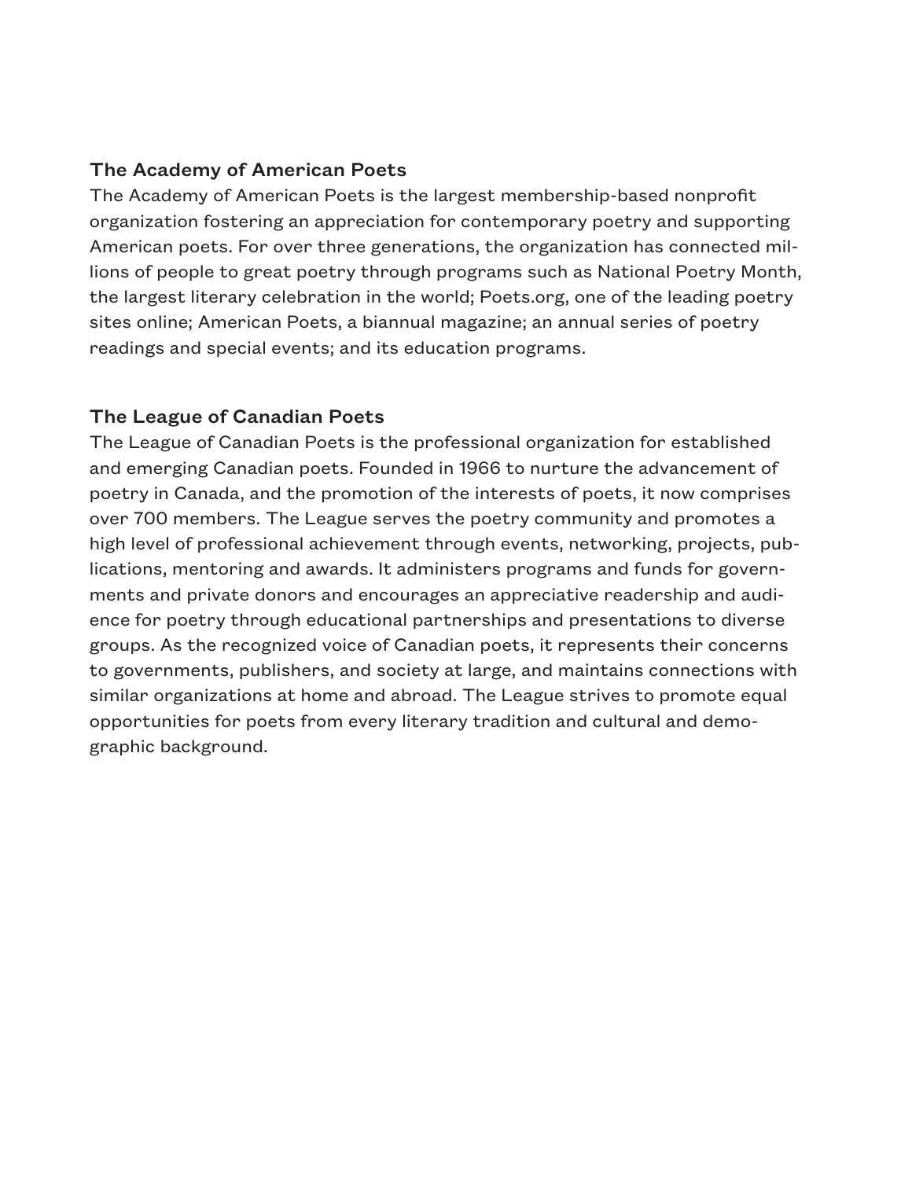### The Academy of American Poets

The Academy of American Poets is the largest membership-based nonprofit organization fostering an appreciation for contemporary poetry and supporting American poets. For over three generations, the organization has connected millions of people to great poetry through programs such as National Poetry Month, the largest literary celebration in the world; Poets.org, one of the leading poetry sites online; American Poets, a biannual magazine; an annual series of poetry readings and special events; and its education programs.

### The League of Canadian Poets

The League of Canadian Poets is the professional organization for established and emerging Canadian poets. Founded in 1966 to nurture the advancement of poetry in Canada, and the promotion of the interests of poets, it now comprises over 700 members. The League serves the poetry community and promotes a high level of professional achievement through events, networking, projects, publications, mentoring and awards. It administers programs and funds for governments and private donors and encourages an appreciative readership and audience for poetry through educational partnerships and presentations to diverse groups. As the recognized voice of Canadian poets, it represents their concerns to governments, publishers, and society at large, and maintains connections with similar organizations at home and abroad. The League strives to promote equal opportunities for poets from every literary tradition and cultural and demographic background.